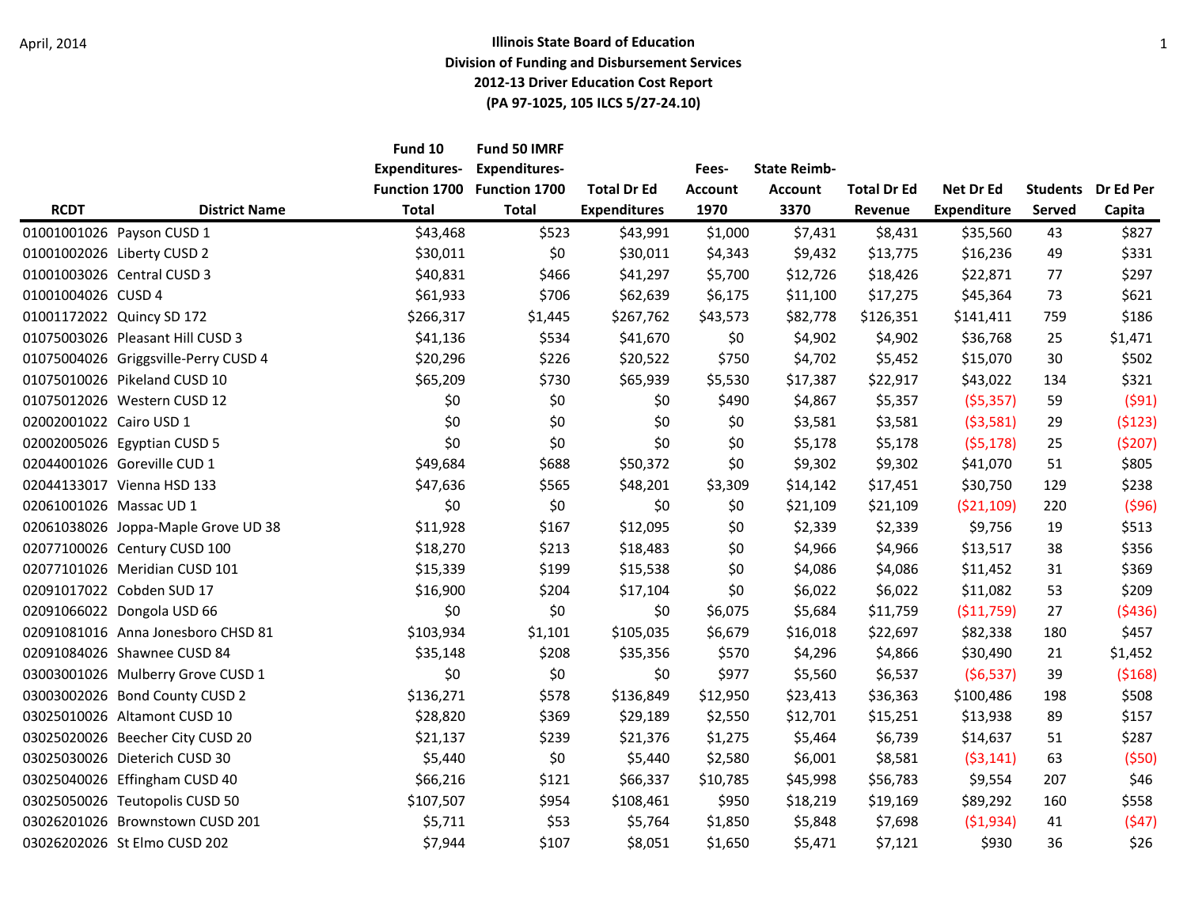April, 2014

**Illinois State Board of Education**
**Division of Funding and Disbursement Services**
**2012-13 Driver Education Cost Report**
**(PA 97-1025, 105 ILCS 5/27-24.10)**

| RCDT | District Name | Fund 10 Expenditures-Function 1700 Total | Fund 50 IMRF Expenditures-Function 1700 Total | Total Dr Ed Expenditures | Fees-Account 1970 | State Reimb-Account 3370 | Total Dr Ed Revenue | Net Dr Ed Expenditure | Students Served | Dr Ed Per Capita |
|---|---|---|---|---|---|---|---|---|---|---|
| 01001001026 | Payson CUSD 1 | $43,468 | $523 | $43,991 | $1,000 | $7,431 | $8,431 | $35,560 | 43 | $827 |
| 01001002026 | Liberty CUSD 2 | $30,011 | $0 | $30,011 | $4,343 | $9,432 | $13,775 | $16,236 | 49 | $331 |
| 01001003026 | Central CUSD 3 | $40,831 | $466 | $41,297 | $5,700 | $12,726 | $18,426 | $22,871 | 77 | $297 |
| 01001004026 | CUSD 4 | $61,933 | $706 | $62,639 | $6,175 | $11,100 | $17,275 | $45,364 | 73 | $621 |
| 01001172022 | Quincy SD 172 | $266,317 | $1,445 | $267,762 | $43,573 | $82,778 | $126,351 | $141,411 | 759 | $186 |
| 01075003026 | Pleasant Hill CUSD 3 | $41,136 | $534 | $41,670 | $0 | $4,902 | $4,902 | $36,768 | 25 | $1,471 |
| 01075004026 | Griggsville-Perry CUSD 4 | $20,296 | $226 | $20,522 | $750 | $4,702 | $5,452 | $15,070 | 30 | $502 |
| 01075010026 | Pikeland CUSD 10 | $65,209 | $730 | $65,939 | $5,530 | $17,387 | $22,917 | $43,022 | 134 | $321 |
| 01075012026 | Western CUSD 12 | $0 | $0 | $0 | $490 | $4,867 | $5,357 | ($5,357) | 59 | ($91) |
| 02002001022 | Cairo USD 1 | $0 | $0 | $0 | $0 | $3,581 | $3,581 | ($3,581) | 29 | ($123) |
| 02002005026 | Egyptian CUSD 5 | $0 | $0 | $0 | $0 | $5,178 | $5,178 | ($5,178) | 25 | ($207) |
| 02044001026 | Goreville CUD 1 | $49,684 | $688 | $50,372 | $0 | $9,302 | $9,302 | $41,070 | 51 | $805 |
| 02044133017 | Vienna HSD 133 | $47,636 | $565 | $48,201 | $3,309 | $14,142 | $17,451 | $30,750 | 129 | $238 |
| 02061001026 | Massac UD 1 | $0 | $0 | $0 | $0 | $21,109 | $21,109 | ($21,109) | 220 | ($96) |
| 02061038026 | Joppa-Maple Grove UD 38 | $11,928 | $167 | $12,095 | $0 | $2,339 | $2,339 | $9,756 | 19 | $513 |
| 02077100026 | Century CUSD 100 | $18,270 | $213 | $18,483 | $0 | $4,966 | $4,966 | $13,517 | 38 | $356 |
| 02077101026 | Meridian CUSD 101 | $15,339 | $199 | $15,538 | $0 | $4,086 | $4,086 | $11,452 | 31 | $369 |
| 02091017022 | Cobden SUD 17 | $16,900 | $204 | $17,104 | $0 | $6,022 | $6,022 | $11,082 | 53 | $209 |
| 02091066022 | Dongola USD 66 | $0 | $0 | $0 | $6,075 | $5,684 | $11,759 | ($11,759) | 27 | ($436) |
| 02091081016 | Anna Jonesboro CHSD 81 | $103,934 | $1,101 | $105,035 | $6,679 | $16,018 | $22,697 | $82,338 | 180 | $457 |
| 02091084026 | Shawnee CUSD 84 | $35,148 | $208 | $35,356 | $570 | $4,296 | $4,866 | $30,490 | 21 | $1,452 |
| 03003001026 | Mulberry Grove CUSD 1 | $0 | $0 | $0 | $977 | $5,560 | $6,537 | ($6,537) | 39 | ($168) |
| 03003002026 | Bond County CUSD 2 | $136,271 | $578 | $136,849 | $12,950 | $23,413 | $36,363 | $100,486 | 198 | $508 |
| 03025010026 | Altamont CUSD 10 | $28,820 | $369 | $29,189 | $2,550 | $12,701 | $15,251 | $13,938 | 89 | $157 |
| 03025020026 | Beecher City CUSD 20 | $21,137 | $239 | $21,376 | $1,275 | $5,464 | $6,739 | $14,637 | 51 | $287 |
| 03025030026 | Dieterich CUSD 30 | $5,440 | $0 | $5,440 | $2,580 | $6,001 | $8,581 | ($3,141) | 63 | ($50) |
| 03025040026 | Effingham CUSD 40 | $66,216 | $121 | $66,337 | $10,785 | $45,998 | $56,783 | $9,554 | 207 | $46 |
| 03025050026 | Teutopolis CUSD 50 | $107,507 | $954 | $108,461 | $950 | $18,219 | $19,169 | $89,292 | 160 | $558 |
| 03026201026 | Brownstown CUSD 201 | $5,711 | $53 | $5,764 | $1,850 | $5,848 | $7,698 | ($1,934) | 41 | ($47) |
| 03026202026 | St Elmo CUSD 202 | $7,944 | $107 | $8,051 | $1,650 | $5,471 | $7,121 | $930 | 36 | $26 |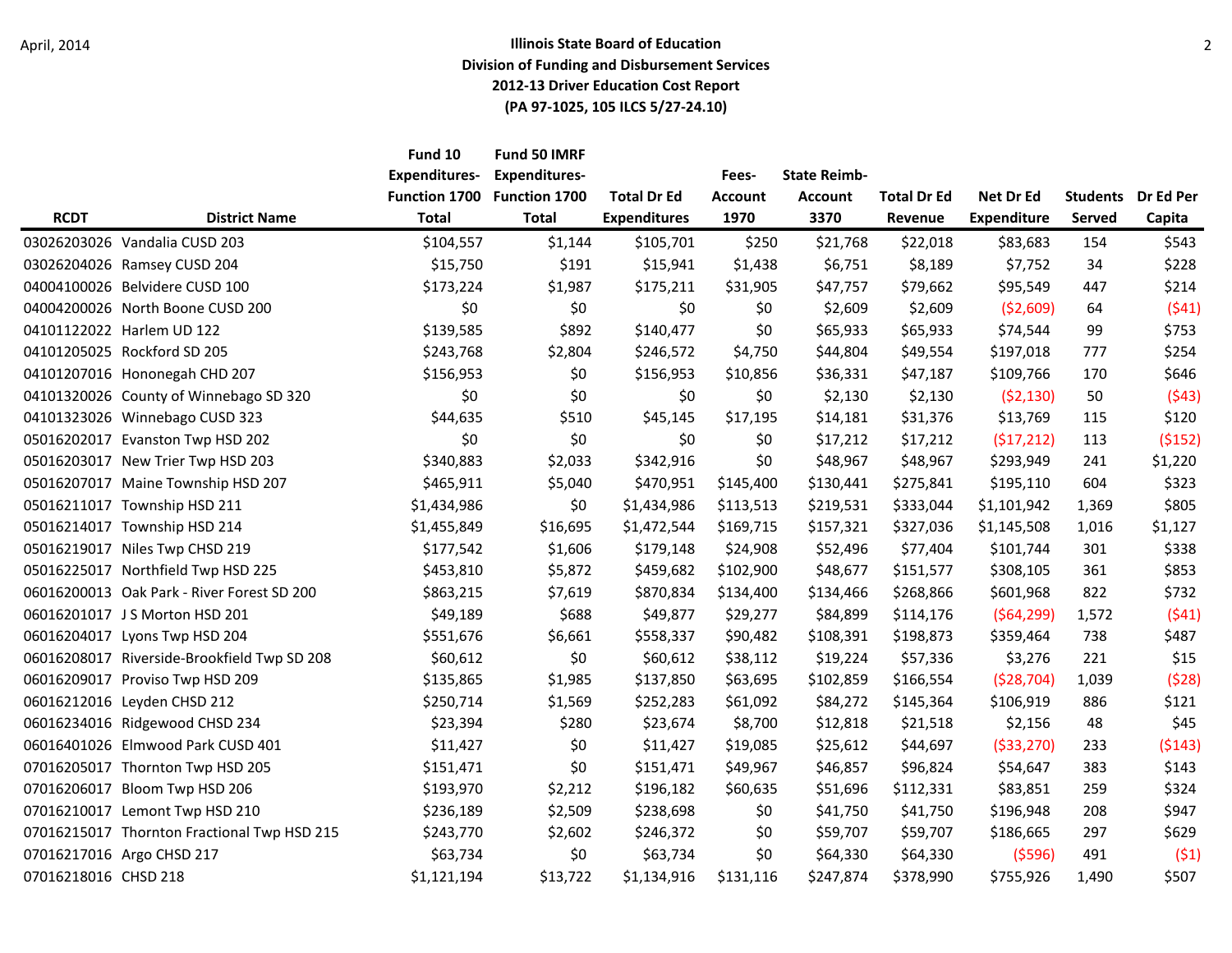April, 2014

**Illinois State Board of Education**
**Division of Funding and Disbursement Services**
**2012-13 Driver Education Cost Report**
**(PA 97-1025, 105 ILCS 5/27-24.10)**

| RCDT | District Name | Fund 10 Expenditures-Function 1700 Total | Fund 50 IMRF Expenditures-Function 1700 Total | Total Dr Ed Expenditures | Fees-Account 1970 | State Reimb-Account 3370 | Total Dr Ed Revenue | Net Dr Ed Expenditure | Students Served | Dr Ed Per Capita |
|---|---|---|---|---|---|---|---|---|---|---|
| 03026203026 | Vandalia CUSD 203 | $104,557 | $1,144 | $105,701 | $250 | $21,768 | $22,018 | $83,683 | 154 | $543 |
| 03026204026 | Ramsey CUSD 204 | $15,750 | $191 | $15,941 | $1,438 | $6,751 | $8,189 | $7,752 | 34 | $228 |
| 04004100026 | Belvidere CUSD 100 | $173,224 | $1,987 | $175,211 | $31,905 | $47,757 | $79,662 | $95,549 | 447 | $214 |
| 04004200026 | North Boone CUSD 200 | $0 | $0 | $0 | $0 | $2,609 | $2,609 | ($2,609) | 64 | ($41) |
| 04101122022 | Harlem UD 122 | $139,585 | $892 | $140,477 | $0 | $65,933 | $65,933 | $74,544 | 99 | $753 |
| 04101205025 | Rockford SD 205 | $243,768 | $2,804 | $246,572 | $4,750 | $44,804 | $49,554 | $197,018 | 777 | $254 |
| 04101207016 | Hononegah CHD 207 | $156,953 | $0 | $156,953 | $10,856 | $36,331 | $47,187 | $109,766 | 170 | $646 |
| 04101320026 | County of Winnebago SD 320 | $0 | $0 | $0 | $0 | $2,130 | $2,130 | ($2,130) | 50 | ($43) |
| 04101323026 | Winnebago CUSD 323 | $44,635 | $510 | $45,145 | $17,195 | $14,181 | $31,376 | $13,769 | 115 | $120 |
| 05016202017 | Evanston Twp HSD 202 | $0 | $0 | $0 | $0 | $17,212 | $17,212 | ($17,212) | 113 | ($152) |
| 05016203017 | New Trier Twp HSD 203 | $340,883 | $2,033 | $342,916 | $0 | $48,967 | $48,967 | $293,949 | 241 | $1,220 |
| 05016207017 | Maine Township HSD 207 | $465,911 | $5,040 | $470,951 | $145,400 | $130,441 | $275,841 | $195,110 | 604 | $323 |
| 05016211017 | Township HSD 211 | $1,434,986 | $0 | $1,434,986 | $113,513 | $219,531 | $333,044 | $1,101,942 | 1,369 | $805 |
| 05016214017 | Township HSD 214 | $1,455,849 | $16,695 | $1,472,544 | $169,715 | $157,321 | $327,036 | $1,145,508 | 1,016 | $1,127 |
| 05016219017 | Niles Twp CHSD 219 | $177,542 | $1,606 | $179,148 | $24,908 | $52,496 | $77,404 | $101,744 | 301 | $338 |
| 05016225017 | Northfield Twp HSD 225 | $453,810 | $5,872 | $459,682 | $102,900 | $48,677 | $151,577 | $308,105 | 361 | $853 |
| 06016200013 | Oak Park - River Forest SD 200 | $863,215 | $7,619 | $870,834 | $134,400 | $134,466 | $268,866 | $601,968 | 822 | $732 |
| 06016201017 | J S Morton HSD 201 | $49,189 | $688 | $49,877 | $29,277 | $84,899 | $114,176 | ($64,299) | 1,572 | ($41) |
| 06016204017 | Lyons Twp HSD 204 | $551,676 | $6,661 | $558,337 | $90,482 | $108,391 | $198,873 | $359,464 | 738 | $487 |
| 06016208017 | Riverside-Brookfield Twp SD 208 | $60,612 | $0 | $60,612 | $38,112 | $19,224 | $57,336 | $3,276 | 221 | $15 |
| 06016209017 | Proviso Twp HSD 209 | $135,865 | $1,985 | $137,850 | $63,695 | $102,859 | $166,554 | ($28,704) | 1,039 | ($28) |
| 06016212016 | Leyden CHSD 212 | $250,714 | $1,569 | $252,283 | $61,092 | $84,272 | $145,364 | $106,919 | 886 | $121 |
| 06016234016 | Ridgewood CHSD 234 | $23,394 | $280 | $23,674 | $8,700 | $12,818 | $21,518 | $2,156 | 48 | $45 |
| 06016401026 | Elmwood Park CUSD 401 | $11,427 | $0 | $11,427 | $19,085 | $25,612 | $44,697 | ($33,270) | 233 | ($143) |
| 07016205017 | Thornton Twp HSD 205 | $151,471 | $0 | $151,471 | $49,967 | $46,857 | $96,824 | $54,647 | 383 | $143 |
| 07016206017 | Bloom Twp HSD 206 | $193,970 | $2,212 | $196,182 | $60,635 | $51,696 | $112,331 | $83,851 | 259 | $324 |
| 07016210017 | Lemont Twp HSD 210 | $236,189 | $2,509 | $238,698 | $0 | $41,750 | $41,750 | $196,948 | 208 | $947 |
| 07016215017 | Thornton Fractional Twp HSD 215 | $243,770 | $2,602 | $246,372 | $0 | $59,707 | $59,707 | $186,665 | 297 | $629 |
| 07016217016 | Argo CHSD 217 | $63,734 | $0 | $63,734 | $0 | $64,330 | $64,330 | ($596) | 491 | ($1) |
| 07016218016 | CHSD 218 | $1,121,194 | $13,722 | $1,134,916 | $131,116 | $247,874 | $378,990 | $755,926 | 1,490 | $507 |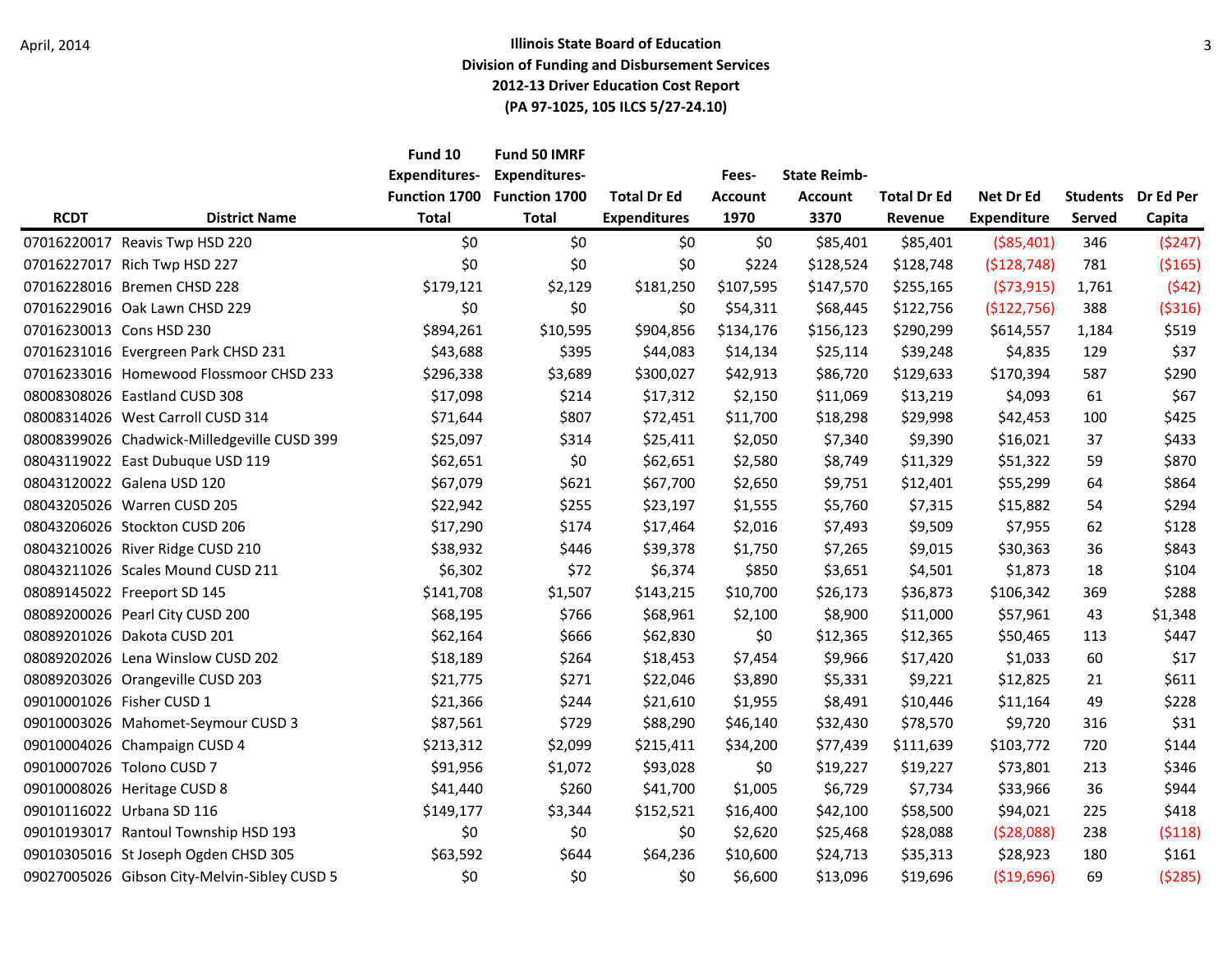**Illinois State Board of Education**
**Division of Funding and Disbursement Services**
**2012-13 Driver Education Cost Report**
**(PA 97-1025, 105 ILCS 5/27-24.10)**

April, 2014

| RCDT | District Name | Fund 10 Expenditures-Function 1700 Total | Fund 50 IMRF Expenditures-Function 1700 Total | Total Dr Ed Expenditures | Fees-Account 1970 | State Reimb-Account 3370 | Total Dr Ed Revenue | Net Dr Ed Expenditure | Students Served | Dr Ed Per Capita |
|---|---|---|---|---|---|---|---|---|---|---|
| 07016220017 | Reavis Twp HSD 220 | $0 | $0 | $0 | $0 | $85,401 | $85,401 | ($85,401) | 346 | ($247) |
| 07016227017 | Rich Twp HSD 227 | $0 | $0 | $0 | $224 | $128,524 | $128,748 | ($128,748) | 781 | ($165) |
| 07016228016 | Bremen CHSD 228 | $179,121 | $2,129 | $181,250 | $107,595 | $147,570 | $255,165 | ($73,915) | 1,761 | ($42) |
| 07016229016 | Oak Lawn CHSD 229 | $0 | $0 | $0 | $54,311 | $68,445 | $122,756 | ($122,756) | 388 | ($316) |
| 07016230013 | Cons HSD 230 | $894,261 | $10,595 | $904,856 | $134,176 | $156,123 | $290,299 | $614,557 | 1,184 | $519 |
| 07016231016 | Evergreen Park CHSD 231 | $43,688 | $395 | $44,083 | $14,134 | $25,114 | $39,248 | $4,835 | 129 | $37 |
| 07016233016 | Homewood Flossmoor CHSD 233 | $296,338 | $3,689 | $300,027 | $42,913 | $86,720 | $129,633 | $170,394 | 587 | $290 |
| 08008308026 | Eastland CUSD 308 | $17,098 | $214 | $17,312 | $2,150 | $11,069 | $13,219 | $4,093 | 61 | $67 |
| 08008314026 | West Carroll CUSD 314 | $71,644 | $807 | $72,451 | $11,700 | $18,298 | $29,998 | $42,453 | 100 | $425 |
| 08008399026 | Chadwick-Milledgeville CUSD 399 | $25,097 | $314 | $25,411 | $2,050 | $7,340 | $9,390 | $16,021 | 37 | $433 |
| 08043119022 | East Dubuque USD 119 | $62,651 | $0 | $62,651 | $2,580 | $8,749 | $11,329 | $51,322 | 59 | $870 |
| 08043120022 | Galena USD 120 | $67,079 | $621 | $67,700 | $2,650 | $9,751 | $12,401 | $55,299 | 64 | $864 |
| 08043205026 | Warren CUSD 205 | $22,942 | $255 | $23,197 | $1,555 | $5,760 | $7,315 | $15,882 | 54 | $294 |
| 08043206026 | Stockton CUSD 206 | $17,290 | $174 | $17,464 | $2,016 | $7,493 | $9,509 | $7,955 | 62 | $128 |
| 08043210026 | River Ridge CUSD 210 | $38,932 | $446 | $39,378 | $1,750 | $7,265 | $9,015 | $30,363 | 36 | $843 |
| 08043211026 | Scales Mound CUSD 211 | $6,302 | $72 | $6,374 | $850 | $3,651 | $4,501 | $1,873 | 18 | $104 |
| 08089145022 | Freeport SD 145 | $141,708 | $1,507 | $143,215 | $10,700 | $26,173 | $36,873 | $106,342 | 369 | $288 |
| 08089200026 | Pearl City CUSD 200 | $68,195 | $766 | $68,961 | $2,100 | $8,900 | $11,000 | $57,961 | 43 | $1,348 |
| 08089201026 | Dakota CUSD 201 | $62,164 | $666 | $62,830 | $0 | $12,365 | $12,365 | $50,465 | 113 | $447 |
| 08089202026 | Lena Winslow CUSD 202 | $18,189 | $264 | $18,453 | $7,454 | $9,966 | $17,420 | $1,033 | 60 | $17 |
| 08089203026 | Orangeville CUSD 203 | $21,775 | $271 | $22,046 | $3,890 | $5,331 | $9,221 | $12,825 | 21 | $611 |
| 09010001026 | Fisher CUSD 1 | $21,366 | $244 | $21,610 | $1,955 | $8,491 | $10,446 | $11,164 | 49 | $228 |
| 09010003026 | Mahomet-Seymour CUSD 3 | $87,561 | $729 | $88,290 | $46,140 | $32,430 | $78,570 | $9,720 | 316 | $31 |
| 09010004026 | Champaign CUSD 4 | $213,312 | $2,099 | $215,411 | $34,200 | $77,439 | $111,639 | $103,772 | 720 | $144 |
| 09010007026 | Tolono CUSD 7 | $91,956 | $1,072 | $93,028 | $0 | $19,227 | $19,227 | $73,801 | 213 | $346 |
| 09010008026 | Heritage CUSD 8 | $41,440 | $260 | $41,700 | $1,005 | $6,729 | $7,734 | $33,966 | 36 | $944 |
| 09010116022 | Urbana SD 116 | $149,177 | $3,344 | $152,521 | $16,400 | $42,100 | $58,500 | $94,021 | 225 | $418 |
| 09010193017 | Rantoul Township HSD 193 | $0 | $0 | $0 | $2,620 | $25,468 | $28,088 | ($28,088) | 238 | ($118) |
| 09010305016 | St Joseph Ogden CHSD 305 | $63,592 | $644 | $64,236 | $10,600 | $24,713 | $35,313 | $28,923 | 180 | $161 |
| 09027005026 | Gibson City-Melvin-Sibley CUSD 5 | $0 | $0 | $0 | $6,600 | $13,096 | $19,696 | ($19,696) | 69 | ($285) |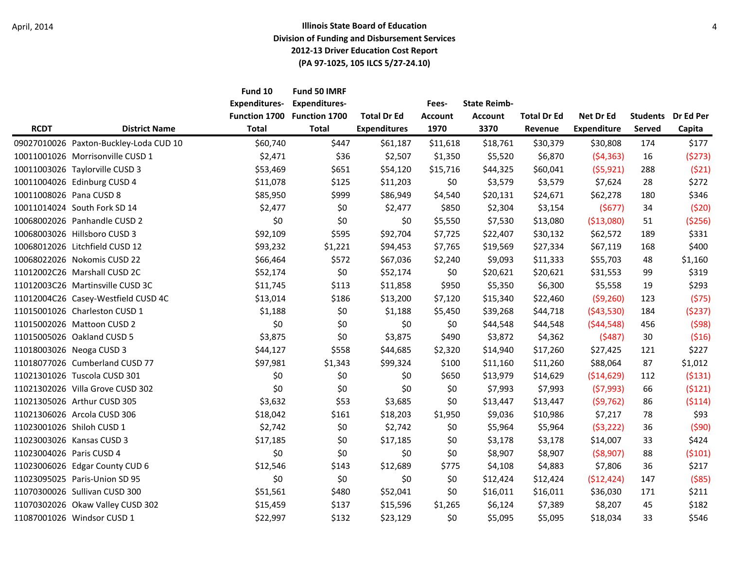**Illinois State Board of Education**
**Division of Funding and Disbursement Services**
**2012-13 Driver Education Cost Report**
**(PA 97-1025, 105 ILCS 5/27-24.10)**

April, 2014

| RCDT | District Name | Fund 10 Expenditures-Function 1700 Total | Fund 50 IMRF Expenditures-Function 1700 Total | Total Dr Ed Expenditures | Fees-Account 1970 | State Reimb-Account 3370 | Total Dr Ed Revenue | Net Dr Ed Expenditure | Students Served | Dr Ed Per Capita |
|---|---|---|---|---|---|---|---|---|---|---|
| 09027010026 | Paxton-Buckley-Loda CUD 10 | $60,740 | $447 | $61,187 | $11,618 | $18,761 | $30,379 | $30,808 | 174 | $177 |
| 10011001026 | Morrisonville CUSD 1 | $2,471 | $36 | $2,507 | $1,350 | $5,520 | $6,870 | ($4,363) | 16 | ($273) |
| 10011003026 | Taylorville CUSD 3 | $53,469 | $651 | $54,120 | $15,716 | $44,325 | $60,041 | ($5,921) | 288 | ($21) |
| 10011004026 | Edinburg CUSD 4 | $11,078 | $125 | $11,203 | $0 | $3,579 | $3,579 | $7,624 | 28 | $272 |
| 10011008026 | Pana CUSD 8 | $85,950 | $999 | $86,949 | $4,540 | $20,131 | $24,671 | $62,278 | 180 | $346 |
| 10011014024 | South Fork SD 14 | $2,477 | $0 | $2,477 | $850 | $2,304 | $3,154 | ($677) | 34 | ($20) |
| 10068002026 | Panhandle CUSD 2 | $0 | $0 | $0 | $5,550 | $7,530 | $13,080 | ($13,080) | 51 | ($256) |
| 10068003026 | Hillsboro CUSD 3 | $92,109 | $595 | $92,704 | $7,725 | $22,407 | $30,132 | $62,572 | 189 | $331 |
| 10068012026 | Litchfield CUSD 12 | $93,232 | $1,221 | $94,453 | $7,765 | $19,569 | $27,334 | $67,119 | 168 | $400 |
| 10068022026 | Nokomis CUSD 22 | $66,464 | $572 | $67,036 | $2,240 | $9,093 | $11,333 | $55,703 | 48 | $1,160 |
| 11012002C26 | Marshall CUSD 2C | $52,174 | $0 | $52,174 | $0 | $20,621 | $20,621 | $31,553 | 99 | $319 |
| 11012003C26 | Martinsville CUSD 3C | $11,745 | $113 | $11,858 | $950 | $5,350 | $6,300 | $5,558 | 19 | $293 |
| 11012004C26 | Casey-Westfield CUSD 4C | $13,014 | $186 | $13,200 | $7,120 | $15,340 | $22,460 | ($9,260) | 123 | ($75) |
| 11015001026 | Charleston CUSD 1 | $1,188 | $0 | $1,188 | $5,450 | $39,268 | $44,718 | ($43,530) | 184 | ($237) |
| 11015002026 | Mattoon CUSD 2 | $0 | $0 | $0 | $0 | $44,548 | $44,548 | ($44,548) | 456 | ($98) |
| 11015005026 | Oakland CUSD 5 | $3,875 | $0 | $3,875 | $490 | $3,872 | $4,362 | ($487) | 30 | ($16) |
| 11018003026 | Neoga CUSD 3 | $44,127 | $558 | $44,685 | $2,320 | $14,940 | $17,260 | $27,425 | 121 | $227 |
| 11018077026 | Cumberland CUSD 77 | $97,981 | $1,343 | $99,324 | $100 | $11,160 | $11,260 | $88,064 | 87 | $1,012 |
| 11021301026 | Tuscola CUSD 301 | $0 | $0 | $0 | $650 | $13,979 | $14,629 | ($14,629) | 112 | ($131) |
| 11021302026 | Villa Grove CUSD 302 | $0 | $0 | $0 | $0 | $7,993 | $7,993 | ($7,993) | 66 | ($121) |
| 11021305026 | Arthur CUSD 305 | $3,632 | $53 | $3,685 | $0 | $13,447 | $13,447 | ($9,762) | 86 | ($114) |
| 11021306026 | Arcola CUSD 306 | $18,042 | $161 | $18,203 | $1,950 | $9,036 | $10,986 | $7,217 | 78 | $93 |
| 11023001026 | Shiloh CUSD 1 | $2,742 | $0 | $2,742 | $0 | $5,964 | $5,964 | ($3,222) | 36 | ($90) |
| 11023003026 | Kansas CUSD 3 | $17,185 | $0 | $17,185 | $0 | $3,178 | $3,178 | $14,007 | 33 | $424 |
| 11023004026 | Paris CUSD 4 | $0 | $0 | $0 | $0 | $8,907 | $8,907 | ($8,907) | 88 | ($101) |
| 11023006026 | Edgar County CUD 6 | $12,546 | $143 | $12,689 | $775 | $4,108 | $4,883 | $7,806 | 36 | $217 |
| 11023095025 | Paris-Union SD 95 | $0 | $0 | $0 | $0 | $12,424 | $12,424 | ($12,424) | 147 | ($85) |
| 11070300026 | Sullivan CUSD 300 | $51,561 | $480 | $52,041 | $0 | $16,011 | $16,011 | $36,030 | 171 | $211 |
| 11070302026 | Okaw Valley CUSD 302 | $15,459 | $137 | $15,596 | $1,265 | $6,124 | $7,389 | $8,207 | 45 | $182 |
| 11087001026 | Windsor CUSD 1 | $22,997 | $132 | $23,129 | $0 | $5,095 | $5,095 | $18,034 | 33 | $546 |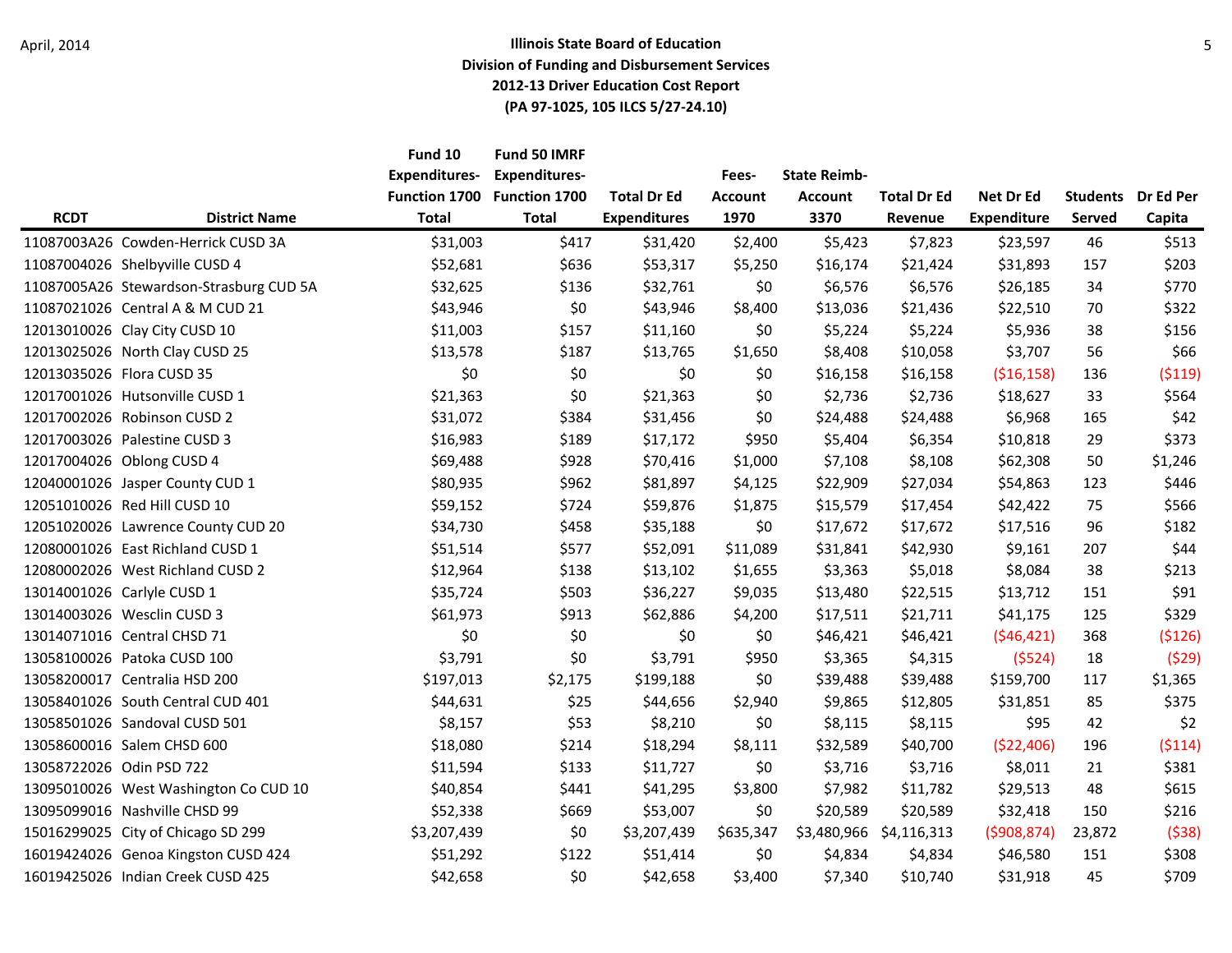**Illinois State Board of Education**
**Division of Funding and Disbursement Services**
**2012-13 Driver Education Cost Report**
**(PA 97-1025, 105 ILCS 5/27-24.10)**

| RCDT | District Name | Fund 10 Expenditures- Function 1700 Total | Fund 50 IMRF Expenditures- Function 1700 Total | Total Dr Ed Expenditures | Fees- Account 1970 | State Reimb- Account 3370 | Total Dr Ed Revenue | Net Dr Ed Expenditure | Students Served | Dr Ed Per Capita |
|---|---|---|---|---|---|---|---|---|---|---|
| 11087003A26 | Cowden-Herrick CUSD 3A | $31,003 | $417 | $31,420 | $2,400 | $5,423 | $7,823 | $23,597 | 46 | $513 |
| 11087004026 | Shelbyville CUSD 4 | $52,681 | $636 | $53,317 | $5,250 | $16,174 | $21,424 | $31,893 | 157 | $203 |
| 11087005A26 | Stewardson-Strasburg CUD 5A | $32,625 | $136 | $32,761 | $0 | $6,576 | $6,576 | $26,185 | 34 | $770 |
| 11087021026 | Central A & M CUD 21 | $43,946 | $0 | $43,946 | $8,400 | $13,036 | $21,436 | $22,510 | 70 | $322 |
| 12013010026 | Clay City CUSD 10 | $11,003 | $157 | $11,160 | $0 | $5,224 | $5,224 | $5,936 | 38 | $156 |
| 12013025026 | North Clay CUSD 25 | $13,578 | $187 | $13,765 | $1,650 | $8,408 | $10,058 | $3,707 | 56 | $66 |
| 12013035026 | Flora CUSD 35 | $0 | $0 | $0 | $0 | $16,158 | $16,158 | ($16,158) | 136 | ($119) |
| 12017001026 | Hutsonville CUSD 1 | $21,363 | $0 | $21,363 | $0 | $2,736 | $2,736 | $18,627 | 33 | $564 |
| 12017002026 | Robinson CUSD 2 | $31,072 | $384 | $31,456 | $0 | $24,488 | $24,488 | $6,968 | 165 | $42 |
| 12017003026 | Palestine CUSD 3 | $16,983 | $189 | $17,172 | $950 | $5,404 | $6,354 | $10,818 | 29 | $373 |
| 12017004026 | Oblong CUSD 4 | $69,488 | $928 | $70,416 | $1,000 | $7,108 | $8,108 | $62,308 | 50 | $1,246 |
| 12040001026 | Jasper County CUD 1 | $80,935 | $962 | $81,897 | $4,125 | $22,909 | $27,034 | $54,863 | 123 | $446 |
| 12051010026 | Red Hill CUSD 10 | $59,152 | $724 | $59,876 | $1,875 | $15,579 | $17,454 | $42,422 | 75 | $566 |
| 12051020026 | Lawrence County CUD 20 | $34,730 | $458 | $35,188 | $0 | $17,672 | $17,672 | $17,516 | 96 | $182 |
| 12080001026 | East Richland CUSD 1 | $51,514 | $577 | $52,091 | $11,089 | $31,841 | $42,930 | $9,161 | 207 | $44 |
| 12080002026 | West Richland CUSD 2 | $12,964 | $138 | $13,102 | $1,655 | $3,363 | $5,018 | $8,084 | 38 | $213 |
| 13014001026 | Carlyle CUSD 1 | $35,724 | $503 | $36,227 | $9,035 | $13,480 | $22,515 | $13,712 | 151 | $91 |
| 13014003026 | Wesclin CUSD 3 | $61,973 | $913 | $62,886 | $4,200 | $17,511 | $21,711 | $41,175 | 125 | $329 |
| 13014071016 | Central CHSD 71 | $0 | $0 | $0 | $0 | $46,421 | $46,421 | ($46,421) | 368 | ($126) |
| 13058100026 | Patoka CUSD 100 | $3,791 | $0 | $3,791 | $950 | $3,365 | $4,315 | ($524) | 18 | ($29) |
| 13058200017 | Centralia HSD 200 | $197,013 | $2,175 | $199,188 | $0 | $39,488 | $39,488 | $159,700 | 117 | $1,365 |
| 13058401026 | South Central CUD 401 | $44,631 | $25 | $44,656 | $2,940 | $9,865 | $12,805 | $31,851 | 85 | $375 |
| 13058501026 | Sandoval CUSD 501 | $8,157 | $53 | $8,210 | $0 | $8,115 | $8,115 | $95 | 42 | $2 |
| 13058600016 | Salem CHSD 600 | $18,080 | $214 | $18,294 | $8,111 | $32,589 | $40,700 | ($22,406) | 196 | ($114) |
| 13058722026 | Odin PSD 722 | $11,594 | $133 | $11,727 | $0 | $3,716 | $3,716 | $8,011 | 21 | $381 |
| 13095010026 | West Washington Co CUD 10 | $40,854 | $441 | $41,295 | $3,800 | $7,982 | $11,782 | $29,513 | 48 | $615 |
| 13095099016 | Nashville CHSD 99 | $52,338 | $669 | $53,007 | $0 | $20,589 | $20,589 | $32,418 | 150 | $216 |
| 15016299025 | City of Chicago SD 299 | $3,207,439 | $0 | $3,207,439 | $635,347 | $3,480,966 | $4,116,313 | ($908,874) | 23,872 | ($38) |
| 16019424026 | Genoa Kingston CUSD 424 | $51,292 | $122 | $51,414 | $0 | $4,834 | $4,834 | $46,580 | 151 | $308 |
| 16019425026 | Indian Creek CUSD 425 | $42,658 | $0 | $42,658 | $3,400 | $7,340 | $10,740 | $31,918 | 45 | $709 |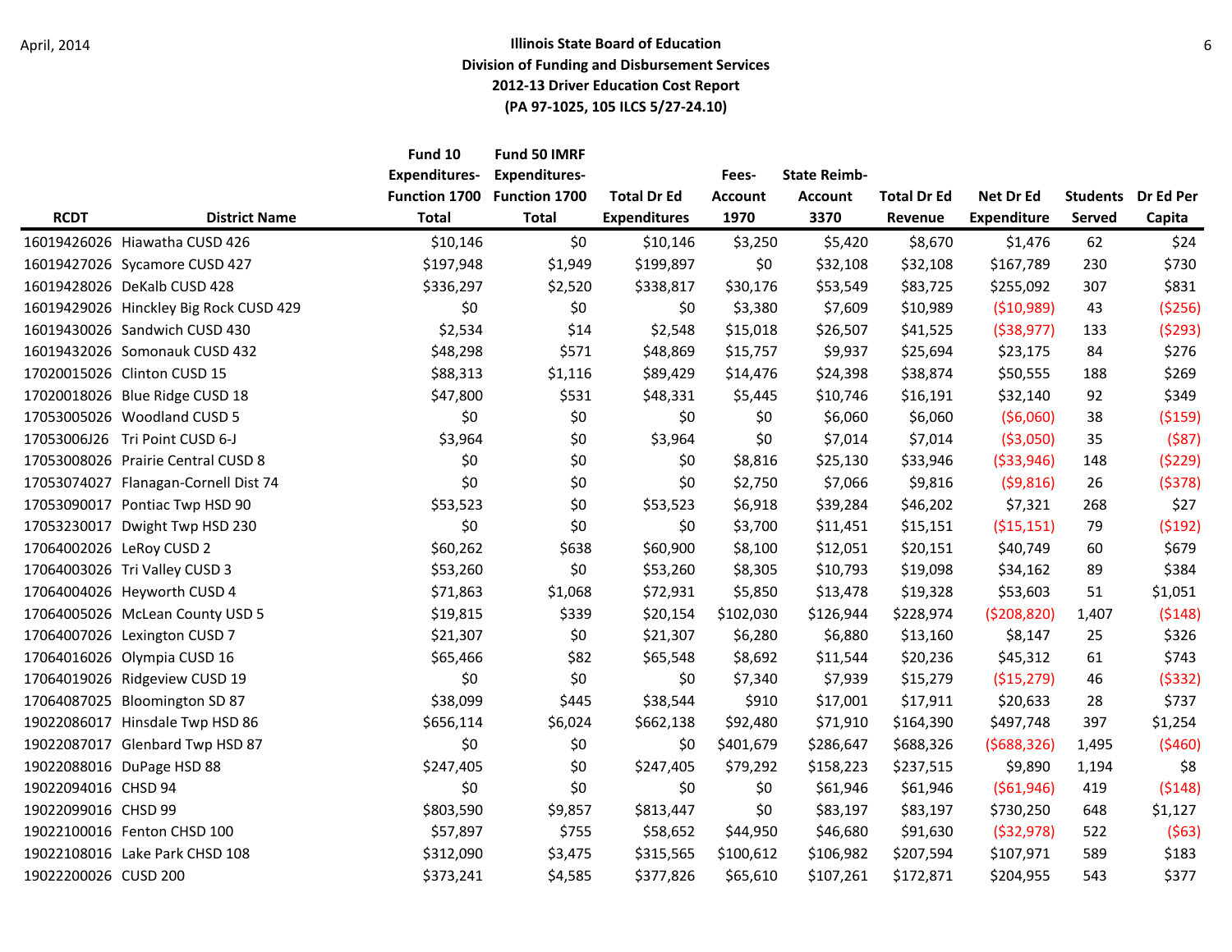**Illinois State Board of Education**
**Division of Funding and Disbursement Services**
**2012-13 Driver Education Cost Report**
**(PA 97-1025, 105 ILCS 5/27-24.10)**

| RCDT | District Name | Fund 10 Expenditures-Function 1700 Total | Fund 50 IMRF Expenditures-Function 1700 Total | Total Dr Ed Expenditures | Fees-Account 1970 | State Reimb-Account 3370 | Total Dr Ed Revenue | Net Dr Ed Expenditure | Students Served | Dr Ed Per Capita |
|---|---|---|---|---|---|---|---|---|---|---|
| 16019426026 | Hiawatha CUSD 426 | $10,146 | $0 | $10,146 | $3,250 | $5,420 | $8,670 | $1,476 | 62 | $24 |
| 16019427026 | Sycamore CUSD 427 | $197,948 | $1,949 | $199,897 | $0 | $32,108 | $32,108 | $167,789 | 230 | $730 |
| 16019428026 | DeKalb CUSD 428 | $336,297 | $2,520 | $338,817 | $30,176 | $53,549 | $83,725 | $255,092 | 307 | $831 |
| 16019429026 | Hinckley Big Rock CUSD 429 | $0 | $0 | $0 | $3,380 | $7,609 | $10,989 | ($10,989) | 43 | ($256) |
| 16019430026 | Sandwich CUSD 430 | $2,534 | $14 | $2,548 | $15,018 | $26,507 | $41,525 | ($38,977) | 133 | ($293) |
| 16019432026 | Somonauk CUSD 432 | $48,298 | $571 | $48,869 | $15,757 | $9,937 | $25,694 | $23,175 | 84 | $276 |
| 17020015026 | Clinton CUSD 15 | $88,313 | $1,116 | $89,429 | $14,476 | $24,398 | $38,874 | $50,555 | 188 | $269 |
| 17020018026 | Blue Ridge CUSD 18 | $47,800 | $531 | $48,331 | $5,445 | $10,746 | $16,191 | $32,140 | 92 | $349 |
| 17053005026 | Woodland CUSD 5 | $0 | $0 | $0 | $0 | $6,060 | $6,060 | ($6,060) | 38 | ($159) |
| 17053006J26 | Tri Point CUSD 6-J | $3,964 | $0 | $3,964 | $0 | $7,014 | $7,014 | ($3,050) | 35 | ($87) |
| 17053008026 | Prairie Central CUSD 8 | $0 | $0 | $0 | $8,816 | $25,130 | $33,946 | ($33,946) | 148 | ($229) |
| 17053074027 | Flanagan-Cornell Dist 74 | $0 | $0 | $0 | $2,750 | $7,066 | $9,816 | ($9,816) | 26 | ($378) |
| 17053090017 | Pontiac Twp HSD 90 | $53,523 | $0 | $53,523 | $6,918 | $39,284 | $46,202 | $7,321 | 268 | $27 |
| 17053230017 | Dwight Twp HSD 230 | $0 | $0 | $0 | $3,700 | $11,451 | $15,151 | ($15,151) | 79 | ($192) |
| 17064002026 | LeRoy CUSD 2 | $60,262 | $638 | $60,900 | $8,100 | $12,051 | $20,151 | $40,749 | 60 | $679 |
| 17064003026 | Tri Valley CUSD 3 | $53,260 | $0 | $53,260 | $8,305 | $10,793 | $19,098 | $34,162 | 89 | $384 |
| 17064004026 | Heyworth CUSD 4 | $71,863 | $1,068 | $72,931 | $5,850 | $13,478 | $19,328 | $53,603 | 51 | $1,051 |
| 17064005026 | McLean County USD 5 | $19,815 | $339 | $20,154 | $102,030 | $126,944 | $228,974 | ($208,820) | 1,407 | ($148) |
| 17064007026 | Lexington CUSD 7 | $21,307 | $0 | $21,307 | $6,280 | $6,880 | $13,160 | $8,147 | 25 | $326 |
| 17064016026 | Olympia CUSD 16 | $65,466 | $82 | $65,548 | $8,692 | $11,544 | $20,236 | $45,312 | 61 | $743 |
| 17064019026 | Ridgeview CUSD 19 | $0 | $0 | $0 | $7,340 | $7,939 | $15,279 | ($15,279) | 46 | ($332) |
| 17064087025 | Bloomington SD 87 | $38,099 | $445 | $38,544 | $910 | $17,001 | $17,911 | $20,633 | 28 | $737 |
| 19022086017 | Hinsdale Twp HSD 86 | $656,114 | $6,024 | $662,138 | $92,480 | $71,910 | $164,390 | $497,748 | 397 | $1,254 |
| 19022087017 | Glenbard Twp HSD 87 | $0 | $0 | $0 | $401,679 | $286,647 | $688,326 | ($688,326) | 1,495 | ($460) |
| 19022088016 | DuPage HSD 88 | $247,405 | $0 | $247,405 | $79,292 | $158,223 | $237,515 | $9,890 | 1,194 | $8 |
| 19022094016 | CHSD 94 | $0 | $0 | $0 | $0 | $61,946 | $61,946 | ($61,946) | 419 | ($148) |
| 19022099016 | CHSD 99 | $803,590 | $9,857 | $813,447 | $0 | $83,197 | $83,197 | $730,250 | 648 | $1,127 |
| 19022100016 | Fenton CHSD 100 | $57,897 | $755 | $58,652 | $44,950 | $46,680 | $91,630 | ($32,978) | 522 | ($63) |
| 19022108016 | Lake Park CHSD 108 | $312,090 | $3,475 | $315,565 | $100,612 | $106,982 | $207,594 | $107,971 | 589 | $183 |
| 19022200026 | CUSD 200 | $373,241 | $4,585 | $377,826 | $65,610 | $107,261 | $172,871 | $204,955 | 543 | $377 |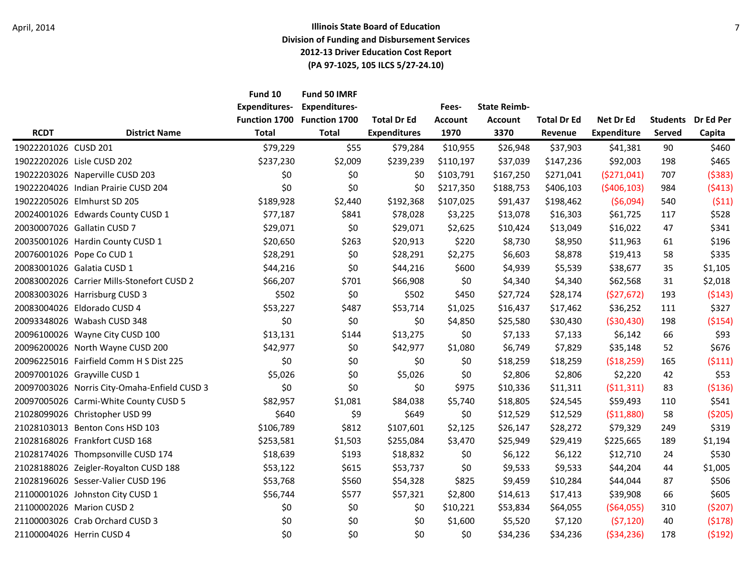April, 2014

**Illinois State Board of Education**
**Division of Funding and Disbursement Services**
**2012-13 Driver Education Cost Report**
**(PA 97-1025, 105 ILCS 5/27-24.10)**

| RCDT | District Name | Fund 10 Expenditures-Function 1700 Total | Fund 50 IMRF Expenditures-Function 1700 Total | Total Dr Ed Expenditures | Fees-Account 1970 | State Reimb-Account 3370 | Total Dr Ed Revenue | Net Dr Ed Expenditure | Students Served | Dr Ed Per Capita |
|---|---|---|---|---|---|---|---|---|---|---|
| 19022201026 | CUSD 201 | $79,229 | $55 | $79,284 | $10,955 | $26,948 | $37,903 | $41,381 | 90 | $460 |
| 19022202026 | Lisle CUSD 202 | $237,230 | $2,009 | $239,239 | $110,197 | $37,039 | $147,236 | $92,003 | 198 | $465 |
| 19022203026 | Naperville CUSD 203 | $0 | $0 | $0 | $103,791 | $167,250 | $271,041 | ($271,041) | 707 | ($383) |
| 19022204026 | Indian Prairie CUSD 204 | $0 | $0 | $0 | $217,350 | $188,753 | $406,103 | ($406,103) | 984 | ($413) |
| 19022205026 | Elmhurst SD 205 | $189,928 | $2,440 | $192,368 | $107,025 | $91,437 | $198,462 | ($6,094) | 540 | ($11) |
| 20024001026 | Edwards County CUSD 1 | $77,187 | $841 | $78,028 | $3,225 | $13,078 | $16,303 | $61,725 | 117 | $528 |
| 20030007026 | Gallatin CUSD 7 | $29,071 | $0 | $29,071 | $2,625 | $10,424 | $13,049 | $16,022 | 47 | $341 |
| 20035001026 | Hardin County CUSD 1 | $20,650 | $263 | $20,913 | $220 | $8,730 | $8,950 | $11,963 | 61 | $196 |
| 20076001026 | Pope Co CUD 1 | $28,291 | $0 | $28,291 | $2,275 | $6,603 | $8,878 | $19,413 | 58 | $335 |
| 20083001026 | Galatia CUSD 1 | $44,216 | $0 | $44,216 | $600 | $4,939 | $5,539 | $38,677 | 35 | $1,105 |
| 20083002026 | Carrier Mills-Stonefort CUSD 2 | $66,207 | $701 | $66,908 | $0 | $4,340 | $4,340 | $62,568 | 31 | $2,018 |
| 20083003026 | Harrisburg CUSD 3 | $502 | $0 | $502 | $450 | $27,724 | $28,174 | ($27,672) | 193 | ($143) |
| 20083004026 | Eldorado CUSD 4 | $53,227 | $487 | $53,714 | $1,025 | $16,437 | $17,462 | $36,252 | 111 | $327 |
| 20093348026 | Wabash CUSD 348 | $0 | $0 | $0 | $4,850 | $25,580 | $30,430 | ($30,430) | 198 | ($154) |
| 20096100026 | Wayne City CUSD 100 | $13,131 | $144 | $13,275 | $0 | $7,133 | $7,133 | $6,142 | 66 | $93 |
| 20096200026 | North Wayne CUSD 200 | $42,977 | $0 | $42,977 | $1,080 | $6,749 | $7,829 | $35,148 | 52 | $676 |
| 20096225016 | Fairfield Comm H S Dist 225 | $0 | $0 | $0 | $0 | $18,259 | $18,259 | ($18,259) | 165 | ($111) |
| 20097001026 | Grayville CUSD 1 | $5,026 | $0 | $5,026 | $0 | $2,806 | $2,806 | $2,220 | 42 | $53 |
| 20097003026 | Norris City-Omaha-Enfield CUSD 3 | $0 | $0 | $0 | $975 | $10,336 | $11,311 | ($11,311) | 83 | ($136) |
| 20097005026 | Carmi-White County CUSD 5 | $82,957 | $1,081 | $84,038 | $5,740 | $18,805 | $24,545 | $59,493 | 110 | $541 |
| 21028099026 | Christopher USD 99 | $640 | $9 | $649 | $0 | $12,529 | $12,529 | ($11,880) | 58 | ($205) |
| 21028103013 | Benton Cons HSD 103 | $106,789 | $812 | $107,601 | $2,125 | $26,147 | $28,272 | $79,329 | 249 | $319 |
| 21028168026 | Frankfort CUSD 168 | $253,581 | $1,503 | $255,084 | $3,470 | $25,949 | $29,419 | $225,665 | 189 | $1,194 |
| 21028174026 | Thompsonville CUSD 174 | $18,639 | $193 | $18,832 | $0 | $6,122 | $6,122 | $12,710 | 24 | $530 |
| 21028188026 | Zeigler-Royalton CUSD 188 | $53,122 | $615 | $53,737 | $0 | $9,533 | $9,533 | $44,204 | 44 | $1,005 |
| 21028196026 | Sesser-Valier CUSD 196 | $53,768 | $560 | $54,328 | $825 | $9,459 | $10,284 | $44,044 | 87 | $506 |
| 21100001026 | Johnston City CUSD 1 | $56,744 | $577 | $57,321 | $2,800 | $14,613 | $17,413 | $39,908 | 66 | $605 |
| 21100002026 | Marion CUSD 2 | $0 | $0 | $0 | $10,221 | $53,834 | $64,055 | ($64,055) | 310 | ($207) |
| 21100003026 | Crab Orchard CUSD 3 | $0 | $0 | $0 | $1,600 | $5,520 | $7,120 | ($7,120) | 40 | ($178) |
| 21100004026 | Herrin CUSD 4 | $0 | $0 | $0 | $0 | $34,236 | $34,236 | ($34,236) | 178 | ($192) |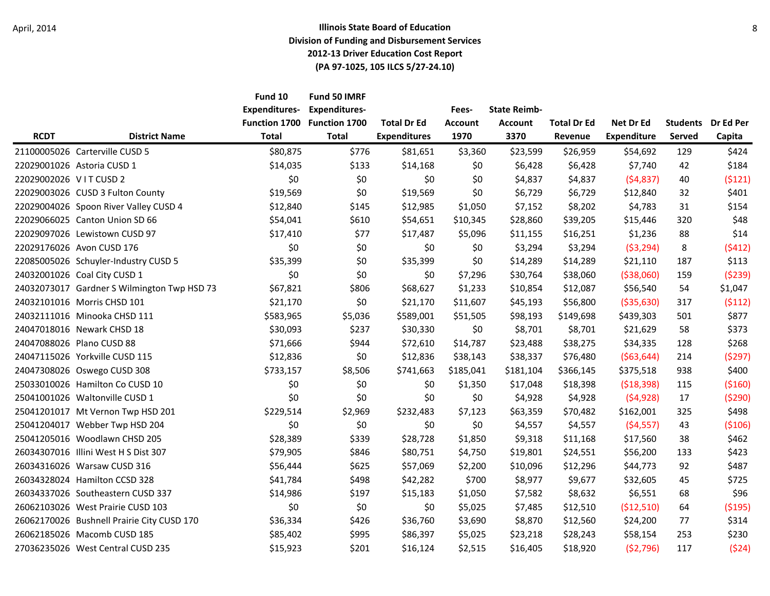**Illinois State Board of Education**
**Division of Funding and Disbursement Services**
**2012-13 Driver Education Cost Report**
**(PA 97-1025, 105 ILCS 5/27-24.10)**

April, 2014

| RCDT | District Name | Fund 10 Expenditures-Function 1700 Total | Fund 50 IMRF Expenditures-Function 1700 Total | Total Dr Ed Expenditures | Fees-Account 1970 | State Reimb-Account 3370 | Total Dr Ed Revenue | Net Dr Ed Expenditure | Students Served | Dr Ed Per Capita |
|---|---|---|---|---|---|---|---|---|---|---|
| 21100005026 | Carterville CUSD 5 | $80,875 | $776 | $81,651 | $3,360 | $23,599 | $26,959 | $54,692 | 129 | $424 |
| 22029001026 | Astoria CUSD 1 | $14,035 | $133 | $14,168 | $0 | $6,428 | $6,428 | $7,740 | 42 | $184 |
| 22029002026 | V I T CUSD 2 | $0 | $0 | $0 | $0 | $4,837 | $4,837 | ($4,837) | 40 | ($121) |
| 22029003026 | CUSD 3 Fulton County | $19,569 | $0 | $19,569 | $0 | $6,729 | $6,729 | $12,840 | 32 | $401 |
| 22029004026 | Spoon River Valley CUSD 4 | $12,840 | $145 | $12,985 | $1,050 | $7,152 | $8,202 | $4,783 | 31 | $154 |
| 22029066025 | Canton Union SD 66 | $54,041 | $610 | $54,651 | $10,345 | $28,860 | $39,205 | $15,446 | 320 | $48 |
| 22029097026 | Lewistown CUSD 97 | $17,410 | $77 | $17,487 | $5,096 | $11,155 | $16,251 | $1,236 | 88 | $14 |
| 22029176026 | Avon CUSD 176 | $0 | $0 | $0 | $0 | $3,294 | $3,294 | ($3,294) | 8 | ($412) |
| 22085005026 | Schuyler-Industry CUSD 5 | $35,399 | $0 | $35,399 | $0 | $14,289 | $14,289 | $21,110 | 187 | $113 |
| 24032001026 | Coal City CUSD 1 | $0 | $0 | $0 | $7,296 | $30,764 | $38,060 | ($38,060) | 159 | ($239) |
| 24032073017 | Gardner S Wilmington Twp HSD 73 | $67,821 | $806 | $68,627 | $1,233 | $10,854 | $12,087 | $56,540 | 54 | $1,047 |
| 24032101016 | Morris CHSD 101 | $21,170 | $0 | $21,170 | $11,607 | $45,193 | $56,800 | ($35,630) | 317 | ($112) |
| 24032111016 | Minooka CHSD 111 | $583,965 | $5,036 | $589,001 | $51,505 | $98,193 | $149,698 | $439,303 | 501 | $877 |
| 24047018016 | Newark CHSD 18 | $30,093 | $237 | $30,330 | $0 | $8,701 | $8,701 | $21,629 | 58 | $373 |
| 24047088026 | Plano CUSD 88 | $71,666 | $944 | $72,610 | $14,787 | $23,488 | $38,275 | $34,335 | 128 | $268 |
| 24047115026 | Yorkville CUSD 115 | $12,836 | $0 | $12,836 | $38,143 | $38,337 | $76,480 | ($63,644) | 214 | ($297) |
| 24047308026 | Oswego CUSD 308 | $733,157 | $8,506 | $741,663 | $185,041 | $181,104 | $366,145 | $375,518 | 938 | $400 |
| 25033010026 | Hamilton Co CUSD 10 | $0 | $0 | $0 | $1,350 | $17,048 | $18,398 | ($18,398) | 115 | ($160) |
| 25041001026 | Waltonville CUSD 1 | $0 | $0 | $0 | $0 | $4,928 | $4,928 | ($4,928) | 17 | ($290) |
| 25041201017 | Mt Vernon Twp HSD 201 | $229,514 | $2,969 | $232,483 | $7,123 | $63,359 | $70,482 | $162,001 | 325 | $498 |
| 25041204017 | Webber Twp HSD 204 | $0 | $0 | $0 | $0 | $4,557 | $4,557 | ($4,557) | 43 | ($106) |
| 25041205016 | Woodlawn CHSD 205 | $28,389 | $339 | $28,728 | $1,850 | $9,318 | $11,168 | $17,560 | 38 | $462 |
| 26034307016 | Illini West H S Dist 307 | $79,905 | $846 | $80,751 | $4,750 | $19,801 | $24,551 | $56,200 | 133 | $423 |
| 26034316026 | Warsaw CUSD 316 | $56,444 | $625 | $57,069 | $2,200 | $10,096 | $12,296 | $44,773 | 92 | $487 |
| 26034328024 | Hamilton CCSD 328 | $41,784 | $498 | $42,282 | $700 | $8,977 | $9,677 | $32,605 | 45 | $725 |
| 26034337026 | Southeastern CUSD 337 | $14,986 | $197 | $15,183 | $1,050 | $7,582 | $8,632 | $6,551 | 68 | $96 |
| 26062103026 | West Prairie CUSD 103 | $0 | $0 | $0 | $5,025 | $7,485 | $12,510 | ($12,510) | 64 | ($195) |
| 26062170026 | Bushnell Prairie City CUSD 170 | $36,334 | $426 | $36,760 | $3,690 | $8,870 | $12,560 | $24,200 | 77 | $314 |
| 26062185026 | Macomb CUSD 185 | $85,402 | $995 | $86,397 | $5,025 | $23,218 | $28,243 | $58,154 | 253 | $230 |
| 27036235026 | West Central CUSD 235 | $15,923 | $201 | $16,124 | $2,515 | $16,405 | $18,920 | ($2,796) | 117 | ($24) |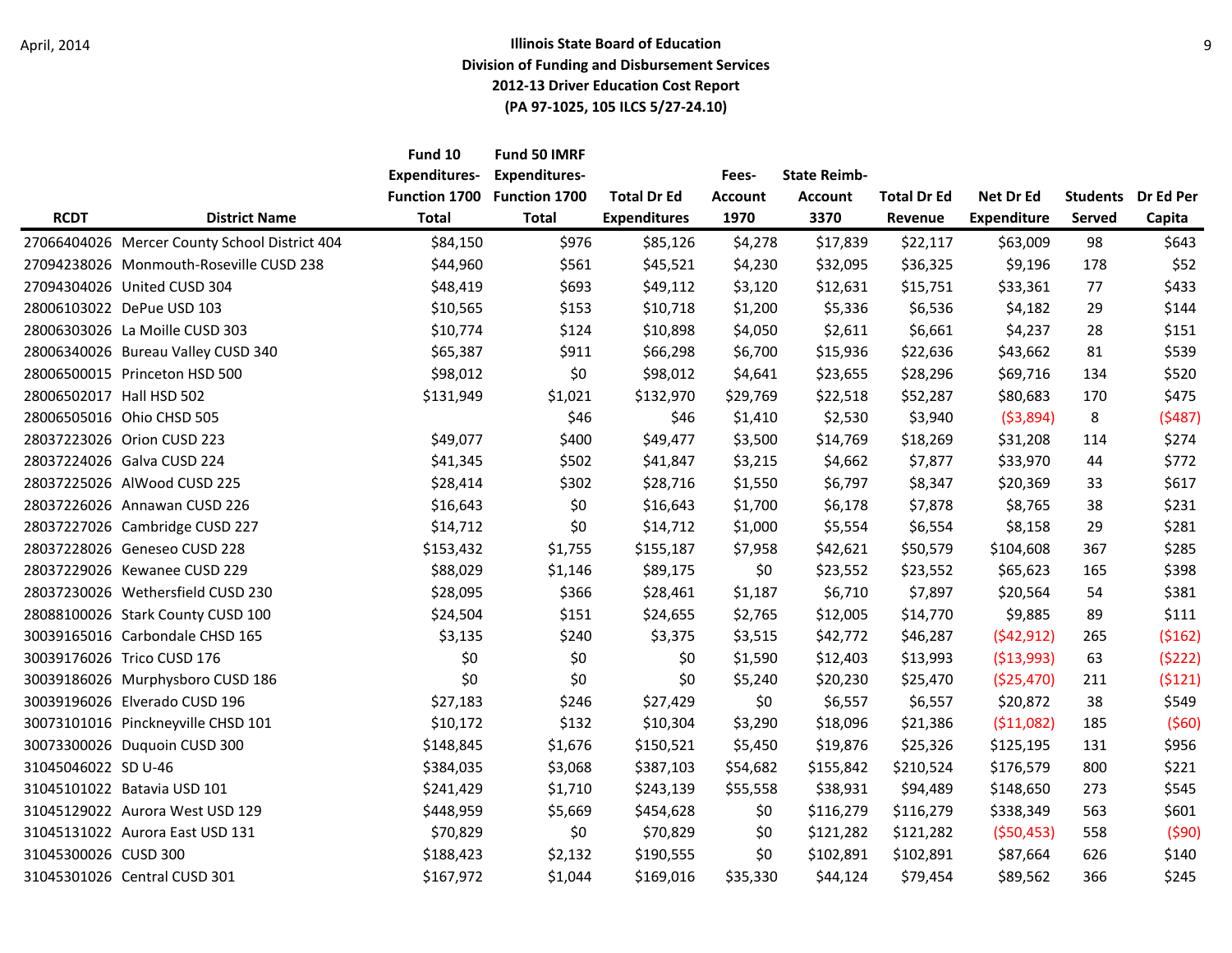**Illinois State Board of Education**
**Division of Funding and Disbursement Services**
**2012-13 Driver Education Cost Report**
**(PA 97-1025, 105 ILCS 5/27-24.10)**

| RCDT | District Name | Fund 10 Expenditures-Function 1700 Total | Fund 50 IMRF Expenditures-Function 1700 Total | Total Dr Ed Expenditures | Fees-Account 1970 | State Reimb-Account 3370 | Total Dr Ed Revenue | Net Dr Ed Expenditure | Students Served | Dr Ed Per Capita |
|---|---|---|---|---|---|---|---|---|---|---|
| 27066404026 | Mercer County School District 404 | $84,150 | $976 | $85,126 | $4,278 | $17,839 | $22,117 | $63,009 | 98 | $643 |
| 27094238026 | Monmouth-Roseville CUSD 238 | $44,960 | $561 | $45,521 | $4,230 | $32,095 | $36,325 | $9,196 | 178 | $52 |
| 27094304026 | United CUSD 304 | $48,419 | $693 | $49,112 | $3,120 | $12,631 | $15,751 | $33,361 | 77 | $433 |
| 28006103022 | DePue USD 103 | $10,565 | $153 | $10,718 | $1,200 | $5,336 | $6,536 | $4,182 | 29 | $144 |
| 28006303026 | La Moille CUSD 303 | $10,774 | $124 | $10,898 | $4,050 | $2,611 | $6,661 | $4,237 | 28 | $151 |
| 28006340026 | Bureau Valley CUSD 340 | $65,387 | $911 | $66,298 | $6,700 | $15,936 | $22,636 | $43,662 | 81 | $539 |
| 28006500015 | Princeton HSD 500 | $98,012 | $0 | $98,012 | $4,641 | $23,655 | $28,296 | $69,716 | 134 | $520 |
| 28006502017 | Hall HSD 502 | $131,949 | $1,021 | $132,970 | $29,769 | $22,518 | $52,287 | $80,683 | 170 | $475 |
| 28006505016 | Ohio CHSD 505 | | $46 | $46 | $1,410 | $2,530 | $3,940 | ($3,894) | 8 | ($487) |
| 28037223026 | Orion CUSD 223 | $49,077 | $400 | $49,477 | $3,500 | $14,769 | $18,269 | $31,208 | 114 | $274 |
| 28037224026 | Galva CUSD 224 | $41,345 | $502 | $41,847 | $3,215 | $4,662 | $7,877 | $33,970 | 44 | $772 |
| 28037225026 | AlWood CUSD 225 | $28,414 | $302 | $28,716 | $1,550 | $6,797 | $8,347 | $20,369 | 33 | $617 |
| 28037226026 | Annawan CUSD 226 | $16,643 | $0 | $16,643 | $1,700 | $6,178 | $7,878 | $8,765 | 38 | $231 |
| 28037227026 | Cambridge CUSD 227 | $14,712 | $0 | $14,712 | $1,000 | $5,554 | $6,554 | $8,158 | 29 | $281 |
| 28037228026 | Geneseo CUSD 228 | $153,432 | $1,755 | $155,187 | $7,958 | $42,621 | $50,579 | $104,608 | 367 | $285 |
| 28037229026 | Kewanee CUSD 229 | $88,029 | $1,146 | $89,175 | $0 | $23,552 | $23,552 | $65,623 | 165 | $398 |
| 28037230026 | Wethersfield CUSD 230 | $28,095 | $366 | $28,461 | $1,187 | $6,710 | $7,897 | $20,564 | 54 | $381 |
| 28088100026 | Stark County CUSD 100 | $24,504 | $151 | $24,655 | $2,765 | $12,005 | $14,770 | $9,885 | 89 | $111 |
| 30039165016 | Carbondale CHSD 165 | $3,135 | $240 | $3,375 | $3,515 | $42,772 | $46,287 | ($42,912) | 265 | ($162) |
| 30039176026 | Trico CUSD 176 | $0 | $0 | $0 | $1,590 | $12,403 | $13,993 | ($13,993) | 63 | ($222) |
| 30039186026 | Murphysboro CUSD 186 | $0 | $0 | $0 | $5,240 | $20,230 | $25,470 | ($25,470) | 211 | ($121) |
| 30039196026 | Elverado CUSD 196 | $27,183 | $246 | $27,429 | $0 | $6,557 | $6,557 | $20,872 | 38 | $549 |
| 30073101016 | Pinckneyville CHSD 101 | $10,172 | $132 | $10,304 | $3,290 | $18,096 | $21,386 | ($11,082) | 185 | ($60) |
| 30073300026 | Duquoin CUSD 300 | $148,845 | $1,676 | $150,521 | $5,450 | $19,876 | $25,326 | $125,195 | 131 | $956 |
| 31045046022 | SD U-46 | $384,035 | $3,068 | $387,103 | $54,682 | $155,842 | $210,524 | $176,579 | 800 | $221 |
| 31045101022 | Batavia USD 101 | $241,429 | $1,710 | $243,139 | $55,558 | $38,931 | $94,489 | $148,650 | 273 | $545 |
| 31045129022 | Aurora West USD 129 | $448,959 | $5,669 | $454,628 | $0 | $116,279 | $116,279 | $338,349 | 563 | $601 |
| 31045131022 | Aurora East USD 131 | $70,829 | $0 | $70,829 | $0 | $121,282 | $121,282 | ($50,453) | 558 | ($90) |
| 31045300026 | CUSD 300 | $188,423 | $2,132 | $190,555 | $0 | $102,891 | $102,891 | $87,664 | 626 | $140 |
| 31045301026 | Central CUSD 301 | $167,972 | $1,044 | $169,016 | $35,330 | $44,124 | $79,454 | $89,562 | 366 | $245 |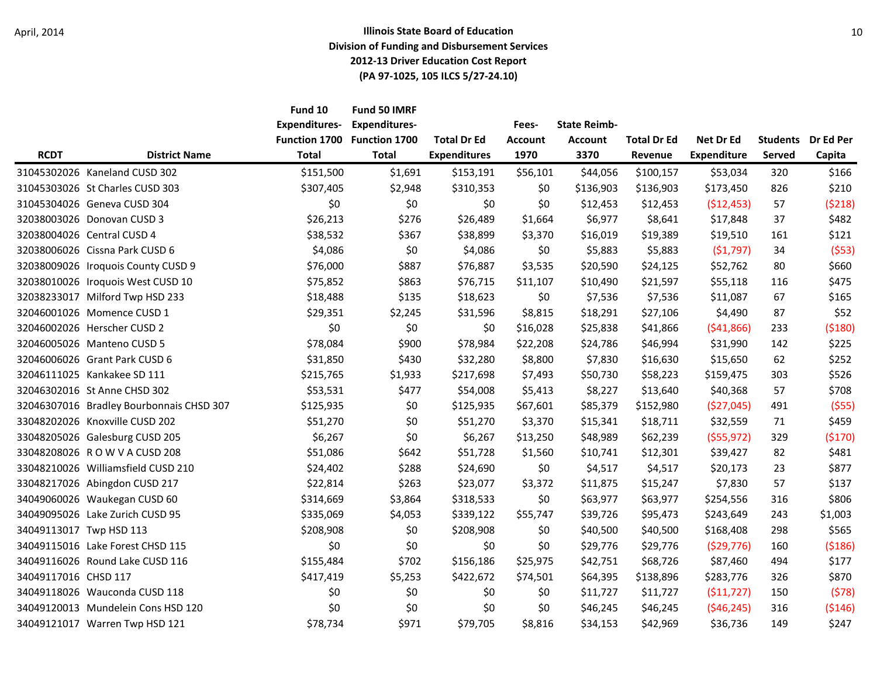**Illinois State Board of Education**
**Division of Funding and Disbursement Services**
**2012-13 Driver Education Cost Report**
**(PA 97-1025, 105 ILCS 5/27-24.10)**

| RCDT | District Name | Fund 10 Expenditures-Function 1700 Total | Fund 50 IMRF Expenditures-Function 1700 Total | Total Dr Ed Expenditures | Fees-Account 1970 | State Reimb-Account 3370 | Total Dr Ed Revenue | Net Dr Ed Expenditure | Students Served | Dr Ed Per Capita |
|---|---|---|---|---|---|---|---|---|---|---|
| 31045302026 | Kaneland CUSD 302 | $151,500 | $1,691 | $153,191 | $56,101 | $44,056 | $100,157 | $53,034 | 320 | $166 |
| 31045303026 | St Charles CUSD 303 | $307,405 | $2,948 | $310,353 | $0 | $136,903 | $136,903 | $173,450 | 826 | $210 |
| 31045304026 | Geneva CUSD 304 | $0 | $0 | $0 | $0 | $12,453 | $12,453 | ($12,453) | 57 | ($218) |
| 32038003026 | Donovan CUSD 3 | $26,213 | $276 | $26,489 | $1,664 | $6,977 | $8,641 | $17,848 | 37 | $482 |
| 32038004026 | Central CUSD 4 | $38,532 | $367 | $38,899 | $3,370 | $16,019 | $19,389 | $19,510 | 161 | $121 |
| 32038006026 | Cissna Park CUSD 6 | $4,086 | $0 | $4,086 | $0 | $5,883 | $5,883 | ($1,797) | 34 | ($53) |
| 32038009026 | Iroquois County CUSD 9 | $76,000 | $887 | $76,887 | $3,535 | $20,590 | $24,125 | $52,762 | 80 | $660 |
| 32038010026 | Iroquois West CUSD 10 | $75,852 | $863 | $76,715 | $11,107 | $10,490 | $21,597 | $55,118 | 116 | $475 |
| 32038233017 | Milford Twp HSD 233 | $18,488 | $135 | $18,623 | $0 | $7,536 | $7,536 | $11,087 | 67 | $165 |
| 32046001026 | Momence CUSD 1 | $29,351 | $2,245 | $31,596 | $8,815 | $18,291 | $27,106 | $4,490 | 87 | $52 |
| 32046002026 | Herscher CUSD 2 | $0 | $0 | $0 | $16,028 | $25,838 | $41,866 | ($41,866) | 233 | ($180) |
| 32046005026 | Manteno CUSD 5 | $78,084 | $900 | $78,984 | $22,208 | $24,786 | $46,994 | $31,990 | 142 | $225 |
| 32046006026 | Grant Park CUSD 6 | $31,850 | $430 | $32,280 | $8,800 | $7,830 | $16,630 | $15,650 | 62 | $252 |
| 32046111025 | Kankakee SD 111 | $215,765 | $1,933 | $217,698 | $7,493 | $50,730 | $58,223 | $159,475 | 303 | $526 |
| 32046302016 | St Anne CHSD 302 | $53,531 | $477 | $54,008 | $5,413 | $8,227 | $13,640 | $40,368 | 57 | $708 |
| 32046307016 | Bradley Bourbonnais CHSD 307 | $125,935 | $0 | $125,935 | $67,601 | $85,379 | $152,980 | ($27,045) | 491 | ($55) |
| 33048202026 | Knoxville CUSD 202 | $51,270 | $0 | $51,270 | $3,370 | $15,341 | $18,711 | $32,559 | 71 | $459 |
| 33048205026 | Galesburg CUSD 205 | $6,267 | $0 | $6,267 | $13,250 | $48,989 | $62,239 | ($55,972) | 329 | ($170) |
| 33048208026 | R O W V A CUSD 208 | $51,086 | $642 | $51,728 | $1,560 | $10,741 | $12,301 | $39,427 | 82 | $481 |
| 33048210026 | Williamsfield CUSD 210 | $24,402 | $288 | $24,690 | $0 | $4,517 | $4,517 | $20,173 | 23 | $877 |
| 33048217026 | Abingdon CUSD 217 | $22,814 | $263 | $23,077 | $3,372 | $11,875 | $15,247 | $7,830 | 57 | $137 |
| 34049060026 | Waukegan CUSD 60 | $314,669 | $3,864 | $318,533 | $0 | $63,977 | $63,977 | $254,556 | 316 | $806 |
| 34049095026 | Lake Zurich CUSD 95 | $335,069 | $4,053 | $339,122 | $55,747 | $39,726 | $95,473 | $243,649 | 243 | $1,003 |
| 34049113017 | Twp HSD 113 | $208,908 | $0 | $208,908 | $0 | $40,500 | $40,500 | $168,408 | 298 | $565 |
| 34049115016 | Lake Forest CHSD 115 | $0 | $0 | $0 | $0 | $29,776 | $29,776 | ($29,776) | 160 | ($186) |
| 34049116026 | Round Lake CUSD 116 | $155,484 | $702 | $156,186 | $25,975 | $42,751 | $68,726 | $87,460 | 494 | $177 |
| 34049117016 | CHSD 117 | $417,419 | $5,253 | $422,672 | $74,501 | $64,395 | $138,896 | $283,776 | 326 | $870 |
| 34049118026 | Wauconda CUSD 118 | $0 | $0 | $0 | $0 | $11,727 | $11,727 | ($11,727) | 150 | ($78) |
| 34049120013 | Mundelein Cons HSD 120 | $0 | $0 | $0 | $0 | $46,245 | $46,245 | ($46,245) | 316 | ($146) |
| 34049121017 | Warren Twp HSD 121 | $78,734 | $971 | $79,705 | $8,816 | $34,153 | $42,969 | $36,736 | 149 | $247 |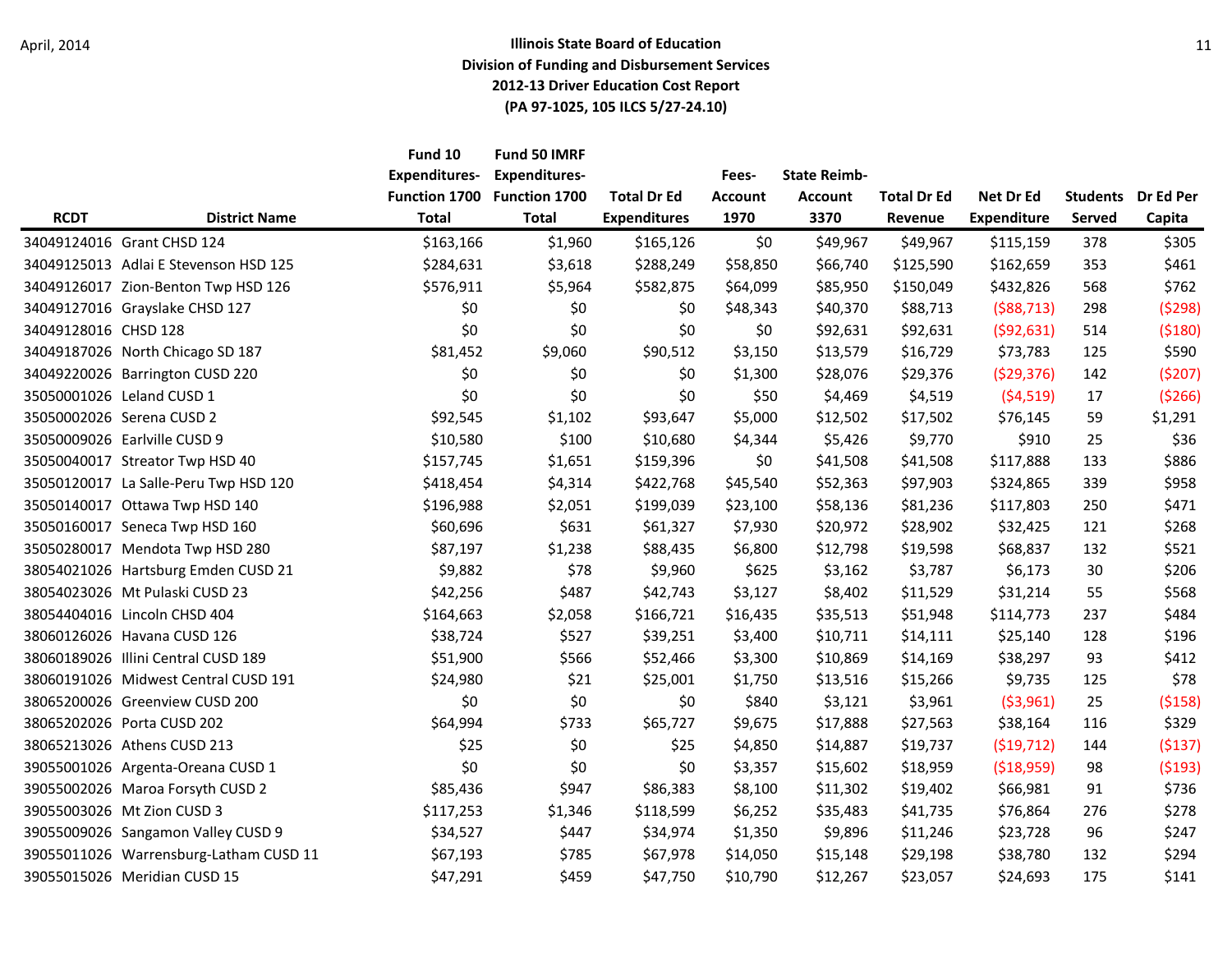**Illinois State Board of Education**
**Division of Funding and Disbursement Services**
**2012-13 Driver Education Cost Report**
**(PA 97-1025, 105 ILCS 5/27-24.10)**

| RCDT | District Name | Fund 10 Expenditures-Function 1700 Total | Fund 50 IMRF Expenditures-Function 1700 Total | Total Dr Ed Expenditures | Fees-Account 1970 | State Reimb-Account 3370 | Total Dr Ed Revenue | Net Dr Ed Expenditure | Students Served | Dr Ed Per Capita |
|---|---|---|---|---|---|---|---|---|---|---|
| 34049124016 | Grant CHSD 124 | $163,166 | $1,960 | $165,126 | $0 | $49,967 | $49,967 | $115,159 | 378 | $305 |
| 34049125013 | Adlai E Stevenson HSD 125 | $284,631 | $3,618 | $288,249 | $58,850 | $66,740 | $125,590 | $162,659 | 353 | $461 |
| 34049126017 | Zion-Benton Twp HSD 126 | $576,911 | $5,964 | $582,875 | $64,099 | $85,950 | $150,049 | $432,826 | 568 | $762 |
| 34049127016 | Grayslake CHSD 127 | $0 | $0 | $0 | $48,343 | $40,370 | $88,713 | ($88,713) | 298 | ($298) |
| 34049128016 | CHSD 128 | $0 | $0 | $0 | $0 | $92,631 | $92,631 | ($92,631) | 514 | ($180) |
| 34049187026 | North Chicago SD 187 | $81,452 | $9,060 | $90,512 | $3,150 | $13,579 | $16,729 | $73,783 | 125 | $590 |
| 34049220026 | Barrington CUSD 220 | $0 | $0 | $0 | $1,300 | $28,076 | $29,376 | ($29,376) | 142 | ($207) |
| 35050001026 | Leland CUSD 1 | $0 | $0 | $0 | $50 | $4,469 | $4,519 | ($4,519) | 17 | ($266) |
| 35050002026 | Serena CUSD 2 | $92,545 | $1,102 | $93,647 | $5,000 | $12,502 | $17,502 | $76,145 | 59 | $1,291 |
| 35050009026 | Earlville CUSD 9 | $10,580 | $100 | $10,680 | $4,344 | $5,426 | $9,770 | $910 | 25 | $36 |
| 35050040017 | Streator Twp HSD 40 | $157,745 | $1,651 | $159,396 | $0 | $41,508 | $41,508 | $117,888 | 133 | $886 |
| 35050120017 | La Salle-Peru Twp HSD 120 | $418,454 | $4,314 | $422,768 | $45,540 | $52,363 | $97,903 | $324,865 | 339 | $958 |
| 35050140017 | Ottawa Twp HSD 140 | $196,988 | $2,051 | $199,039 | $23,100 | $58,136 | $81,236 | $117,803 | 250 | $471 |
| 35050160017 | Seneca Twp HSD 160 | $60,696 | $631 | $61,327 | $7,930 | $20,972 | $28,902 | $32,425 | 121 | $268 |
| 35050280017 | Mendota Twp HSD 280 | $87,197 | $1,238 | $88,435 | $6,800 | $12,798 | $19,598 | $68,837 | 132 | $521 |
| 38054021026 | Hartsburg Emden CUSD 21 | $9,882 | $78 | $9,960 | $625 | $3,162 | $3,787 | $6,173 | 30 | $206 |
| 38054023026 | Mt Pulaski CUSD 23 | $42,256 | $487 | $42,743 | $3,127 | $8,402 | $11,529 | $31,214 | 55 | $568 |
| 38054404016 | Lincoln CHSD 404 | $164,663 | $2,058 | $166,721 | $16,435 | $35,513 | $51,948 | $114,773 | 237 | $484 |
| 38060126026 | Havana CUSD 126 | $38,724 | $527 | $39,251 | $3,400 | $10,711 | $14,111 | $25,140 | 128 | $196 |
| 38060189026 | Illini Central CUSD 189 | $51,900 | $566 | $52,466 | $3,300 | $10,869 | $14,169 | $38,297 | 93 | $412 |
| 38060191026 | Midwest Central CUSD 191 | $24,980 | $21 | $25,001 | $1,750 | $13,516 | $15,266 | $9,735 | 125 | $78 |
| 38065200026 | Greenview CUSD 200 | $0 | $0 | $0 | $840 | $3,121 | $3,961 | ($3,961) | 25 | ($158) |
| 38065202026 | Porta CUSD 202 | $64,994 | $733 | $65,727 | $9,675 | $17,888 | $27,563 | $38,164 | 116 | $329 |
| 38065213026 | Athens CUSD 213 | $25 | $0 | $25 | $4,850 | $14,887 | $19,737 | ($19,712) | 144 | ($137) |
| 39055001026 | Argenta-Oreana CUSD 1 | $0 | $0 | $0 | $3,357 | $15,602 | $18,959 | ($18,959) | 98 | ($193) |
| 39055002026 | Maroa Forsyth CUSD 2 | $85,436 | $947 | $86,383 | $8,100 | $11,302 | $19,402 | $66,981 | 91 | $736 |
| 39055003026 | Mt Zion CUSD 3 | $117,253 | $1,346 | $118,599 | $6,252 | $35,483 | $41,735 | $76,864 | 276 | $278 |
| 39055009026 | Sangamon Valley CUSD 9 | $34,527 | $447 | $34,974 | $1,350 | $9,896 | $11,246 | $23,728 | 96 | $247 |
| 39055011026 | Warrensburg-Latham CUSD 11 | $67,193 | $785 | $67,978 | $14,050 | $15,148 | $29,198 | $38,780 | 132 | $294 |
| 39055015026 | Meridian CUSD 15 | $47,291 | $459 | $47,750 | $10,790 | $12,267 | $23,057 | $24,693 | 175 | $141 |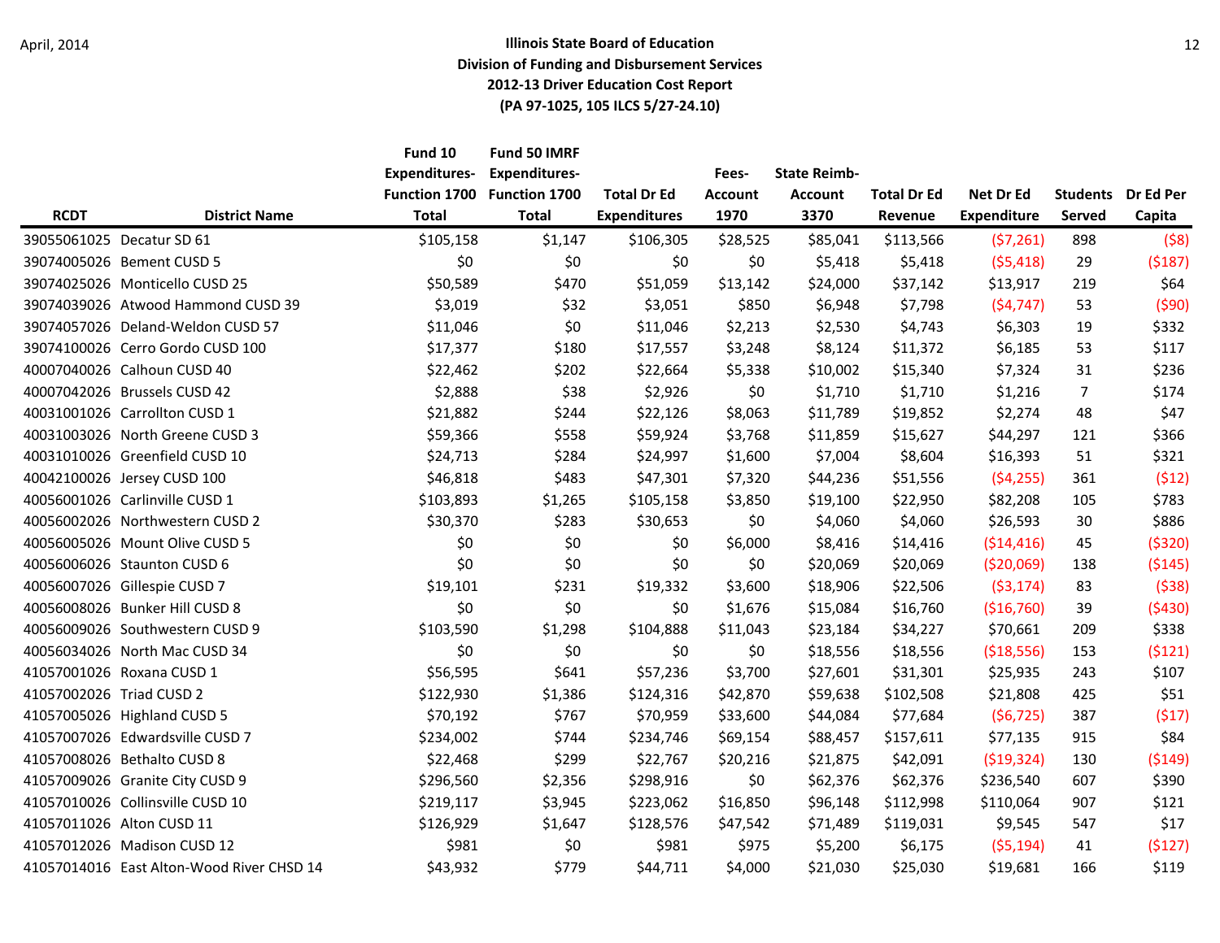**Illinois State Board of Education**
**Division of Funding and Disbursement Services**
**2012-13 Driver Education Cost Report**
**(PA 97-1025, 105 ILCS 5/27-24.10)**

April, 2014

| RCDT | District Name | Fund 10 Expenditures- Function 1700 Total | Fund 50 IMRF Expenditures- Function 1700 Total | Total Dr Ed Expenditures | Fees- Account 1970 | State Reimb- Account 3370 | Total Dr Ed Revenue | Net Dr Ed Expenditure | Students Served | Dr Ed Per Capita |
|---|---|---|---|---|---|---|---|---|---|---|
| 39055061025 | Decatur SD 61 | $105,158 | $1,147 | $106,305 | $28,525 | $85,041 | $113,566 | ($7,261) | 898 | ($8) |
| 39074005026 | Bement CUSD 5 | $0 | $0 | $0 | $0 | $5,418 | $5,418 | ($5,418) | 29 | ($187) |
| 39074025026 | Monticello CUSD 25 | $50,589 | $470 | $51,059 | $13,142 | $24,000 | $37,142 | $13,917 | 219 | $64 |
| 39074039026 | Atwood Hammond CUSD 39 | $3,019 | $32 | $3,051 | $850 | $6,948 | $7,798 | ($4,747) | 53 | ($90) |
| 39074057026 | Deland-Weldon CUSD 57 | $11,046 | $0 | $11,046 | $2,213 | $2,530 | $4,743 | $6,303 | 19 | $332 |
| 39074100026 | Cerro Gordo CUSD 100 | $17,377 | $180 | $17,557 | $3,248 | $8,124 | $11,372 | $6,185 | 53 | $117 |
| 40007040026 | Calhoun CUSD 40 | $22,462 | $202 | $22,664 | $5,338 | $10,002 | $15,340 | $7,324 | 31 | $236 |
| 40007042026 | Brussels CUSD 42 | $2,888 | $38 | $2,926 | $0 | $1,710 | $1,710 | $1,216 | 7 | $174 |
| 40031001026 | Carrollton CUSD 1 | $21,882 | $244 | $22,126 | $8,063 | $11,789 | $19,852 | $2,274 | 48 | $47 |
| 40031003026 | North Greene CUSD 3 | $59,366 | $558 | $59,924 | $3,768 | $11,859 | $15,627 | $44,297 | 121 | $366 |
| 40031010026 | Greenfield CUSD 10 | $24,713 | $284 | $24,997 | $1,600 | $7,004 | $8,604 | $16,393 | 51 | $321 |
| 40042100026 | Jersey CUSD 100 | $46,818 | $483 | $47,301 | $7,320 | $44,236 | $51,556 | ($4,255) | 361 | ($12) |
| 40056001026 | Carlinville CUSD 1 | $103,893 | $1,265 | $105,158 | $3,850 | $19,100 | $22,950 | $82,208 | 105 | $783 |
| 40056002026 | Northwestern CUSD 2 | $30,370 | $283 | $30,653 | $0 | $4,060 | $4,060 | $26,593 | 30 | $886 |
| 40056005026 | Mount Olive CUSD 5 | $0 | $0 | $0 | $6,000 | $8,416 | $14,416 | ($14,416) | 45 | ($320) |
| 40056006026 | Staunton CUSD 6 | $0 | $0 | $0 | $0 | $20,069 | $20,069 | ($20,069) | 138 | ($145) |
| 40056007026 | Gillespie CUSD 7 | $19,101 | $231 | $19,332 | $3,600 | $18,906 | $22,506 | ($3,174) | 83 | ($38) |
| 40056008026 | Bunker Hill CUSD 8 | $0 | $0 | $0 | $1,676 | $15,084 | $16,760 | ($16,760) | 39 | ($430) |
| 40056009026 | Southwestern CUSD 9 | $103,590 | $1,298 | $104,888 | $11,043 | $23,184 | $34,227 | $70,661 | 209 | $338 |
| 40056034026 | North Mac CUSD 34 | $0 | $0 | $0 | $0 | $18,556 | $18,556 | ($18,556) | 153 | ($121) |
| 41057001026 | Roxana CUSD 1 | $56,595 | $641 | $57,236 | $3,700 | $27,601 | $31,301 | $25,935 | 243 | $107 |
| 41057002026 | Triad CUSD 2 | $122,930 | $1,386 | $124,316 | $42,870 | $59,638 | $102,508 | $21,808 | 425 | $51 |
| 41057005026 | Highland CUSD 5 | $70,192 | $767 | $70,959 | $33,600 | $44,084 | $77,684 | ($6,725) | 387 | ($17) |
| 41057007026 | Edwardsville CUSD 7 | $234,002 | $744 | $234,746 | $69,154 | $88,457 | $157,611 | $77,135 | 915 | $84 |
| 41057008026 | Bethalto CUSD 8 | $22,468 | $299 | $22,767 | $20,216 | $21,875 | $42,091 | ($19,324) | 130 | ($149) |
| 41057009026 | Granite City CUSD 9 | $296,560 | $2,356 | $298,916 | $0 | $62,376 | $62,376 | $236,540 | 607 | $390 |
| 41057010026 | Collinsville CUSD 10 | $219,117 | $3,945 | $223,062 | $16,850 | $96,148 | $112,998 | $110,064 | 907 | $121 |
| 41057011026 | Alton CUSD 11 | $126,929 | $1,647 | $128,576 | $47,542 | $71,489 | $119,031 | $9,545 | 547 | $17 |
| 41057012026 | Madison CUSD 12 | $981 | $0 | $981 | $975 | $5,200 | $6,175 | ($5,194) | 41 | ($127) |
| 41057014016 | East Alton-Wood River CHSD 14 | $43,932 | $779 | $44,711 | $4,000 | $21,030 | $25,030 | $19,681 | 166 | $119 |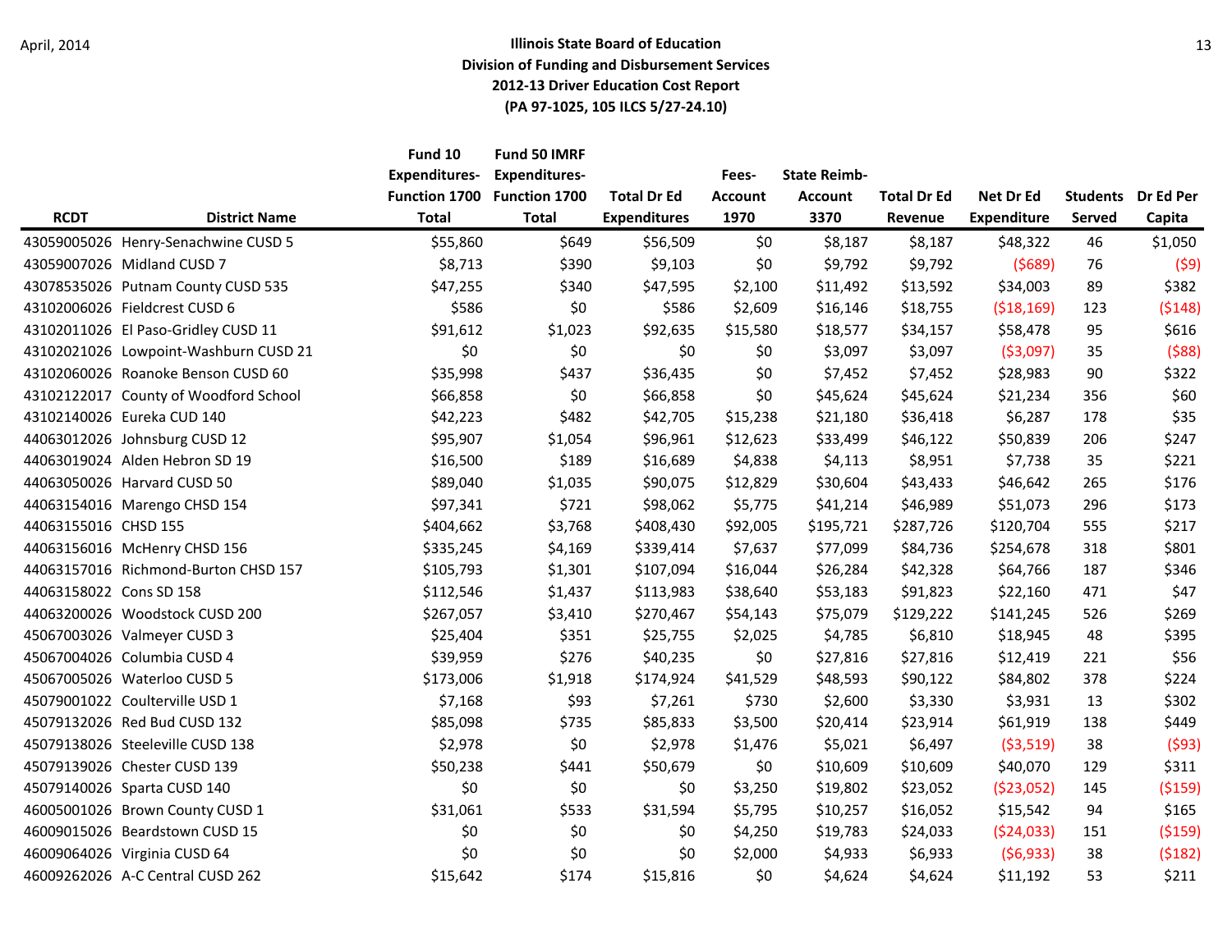April, 2014

**Illinois State Board of Education**
**Division of Funding and Disbursement Services**
**2012-13 Driver Education Cost Report**
**(PA 97-1025, 105 ILCS 5/27-24.10)**

| RCDT | District Name | Fund 10 Expenditures-Function 1700 Total | Fund 50 IMRF Expenditures-Function 1700 Total | Total Dr Ed Expenditures | Fees-Account 1970 | State Reimb-Account 3370 | Total Dr Ed Revenue | Net Dr Ed Expenditure | Students Served | Dr Ed Per Capita |
|---|---|---|---|---|---|---|---|---|---|---|
| 43059005026 | Henry-Senachwine CUSD 5 | $55,860 | $649 | $56,509 | $0 | $8,187 | $8,187 | $48,322 | 46 | $1,050 |
| 43059007026 | Midland CUSD 7 | $8,713 | $390 | $9,103 | $0 | $9,792 | $9,792 | ($689) | 76 | ($9) |
| 43078535026 | Putnam County CUSD 535 | $47,255 | $340 | $47,595 | $2,100 | $11,492 | $13,592 | $34,003 | 89 | $382 |
| 43102006026 | Fieldcrest CUSD 6 | $586 | $0 | $586 | $2,609 | $16,146 | $18,755 | ($18,169) | 123 | ($148) |
| 43102011026 | El Paso-Gridley CUSD 11 | $91,612 | $1,023 | $92,635 | $15,580 | $18,577 | $34,157 | $58,478 | 95 | $616 |
| 43102021026 | Lowpoint-Washburn CUSD 21 | $0 | $0 | $0 | $0 | $3,097 | $3,097 | ($3,097) | 35 | ($88) |
| 43102060026 | Roanoke Benson CUSD 60 | $35,998 | $437 | $36,435 | $0 | $7,452 | $7,452 | $28,983 | 90 | $322 |
| 43102122017 | County of Woodford School | $66,858 | $0 | $66,858 | $0 | $45,624 | $45,624 | $21,234 | 356 | $60 |
| 43102140026 | Eureka CUD 140 | $42,223 | $482 | $42,705 | $15,238 | $21,180 | $36,418 | $6,287 | 178 | $35 |
| 44063012026 | Johnsburg CUSD 12 | $95,907 | $1,054 | $96,961 | $12,623 | $33,499 | $46,122 | $50,839 | 206 | $247 |
| 44063019024 | Alden Hebron SD 19 | $16,500 | $189 | $16,689 | $4,838 | $4,113 | $8,951 | $7,738 | 35 | $221 |
| 44063050026 | Harvard CUSD 50 | $89,040 | $1,035 | $90,075 | $12,829 | $30,604 | $43,433 | $46,642 | 265 | $176 |
| 44063154016 | Marengo CHSD 154 | $97,341 | $721 | $98,062 | $5,775 | $41,214 | $46,989 | $51,073 | 296 | $173 |
| 44063155016 | CHSD 155 | $404,662 | $3,768 | $408,430 | $92,005 | $195,721 | $287,726 | $120,704 | 555 | $217 |
| 44063156016 | McHenry CHSD 156 | $335,245 | $4,169 | $339,414 | $7,637 | $77,099 | $84,736 | $254,678 | 318 | $801 |
| 44063157016 | Richmond-Burton CHSD 157 | $105,793 | $1,301 | $107,094 | $16,044 | $26,284 | $42,328 | $64,766 | 187 | $346 |
| 44063158022 | Cons SD 158 | $112,546 | $1,437 | $113,983 | $38,640 | $53,183 | $91,823 | $22,160 | 471 | $47 |
| 44063200026 | Woodstock CUSD 200 | $267,057 | $3,410 | $270,467 | $54,143 | $75,079 | $129,222 | $141,245 | 526 | $269 |
| 45067003026 | Valmeyer CUSD 3 | $25,404 | $351 | $25,755 | $2,025 | $4,785 | $6,810 | $18,945 | 48 | $395 |
| 45067004026 | Columbia CUSD 4 | $39,959 | $276 | $40,235 | $0 | $27,816 | $27,816 | $12,419 | 221 | $56 |
| 45067005026 | Waterloo CUSD 5 | $173,006 | $1,918 | $174,924 | $41,529 | $48,593 | $90,122 | $84,802 | 378 | $224 |
| 45079001022 | Coulterville USD 1 | $7,168 | $93 | $7,261 | $730 | $2,600 | $3,330 | $3,931 | 13 | $302 |
| 45079132026 | Red Bud CUSD 132 | $85,098 | $735 | $85,833 | $3,500 | $20,414 | $23,914 | $61,919 | 138 | $449 |
| 45079138026 | Steeleville CUSD 138 | $2,978 | $0 | $2,978 | $1,476 | $5,021 | $6,497 | ($3,519) | 38 | ($93) |
| 45079139026 | Chester CUSD 139 | $50,238 | $441 | $50,679 | $0 | $10,609 | $10,609 | $40,070 | 129 | $311 |
| 45079140026 | Sparta CUSD 140 | $0 | $0 | $0 | $3,250 | $19,802 | $23,052 | ($23,052) | 145 | ($159) |
| 46005001026 | Brown County CUSD 1 | $31,061 | $533 | $31,594 | $5,795 | $10,257 | $16,052 | $15,542 | 94 | $165 |
| 46009015026 | Beardstown CUSD 15 | $0 | $0 | $0 | $4,250 | $19,783 | $24,033 | ($24,033) | 151 | ($159) |
| 46009064026 | Virginia CUSD 64 | $0 | $0 | $0 | $2,000 | $4,933 | $6,933 | ($6,933) | 38 | ($182) |
| 46009262026 | A-C Central CUSD 262 | $15,642 | $174 | $15,816 | $0 | $4,624 | $4,624 | $11,192 | 53 | $211 |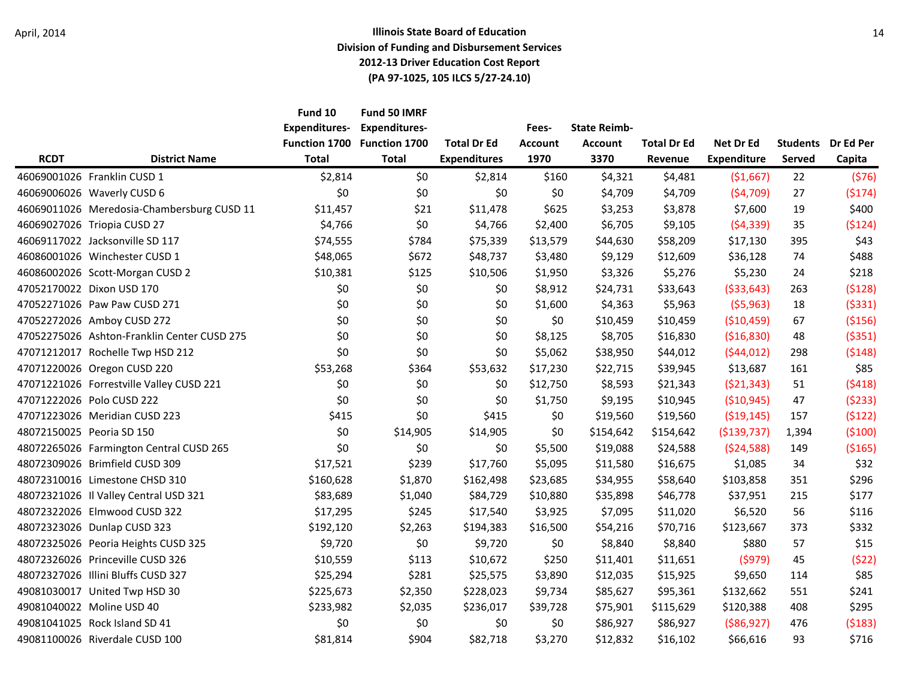April, 2014

**Illinois State Board of Education**
**Division of Funding and Disbursement Services**
**2012-13 Driver Education Cost Report**
**(PA 97-1025, 105 ILCS 5/27-24.10)**

| RCDT | District Name | Fund 10 Expenditures-Function 1700 Total | Fund 50 IMRF Expenditures-Function 1700 Total | Total Dr Ed Expenditures | Fees-Account 1970 | State Reimb-Account 3370 | Total Dr Ed Revenue | Net Dr Ed Expenditure | Students Served | Dr Ed Per Capita |
|---|---|---|---|---|---|---|---|---|---|---|
| 46069001026 | Franklin CUSD 1 | $2,814 | $0 | $2,814 | $160 | $4,321 | $4,481 | ($1,667) | 22 | ($76) |
| 46069006026 | Waverly CUSD 6 | $0 | $0 | $0 | $0 | $4,709 | $4,709 | ($4,709) | 27 | ($174) |
| 46069011026 | Meredosia-Chambersburg CUSD 11 | $11,457 | $21 | $11,478 | $625 | $3,253 | $3,878 | $7,600 | 19 | $400 |
| 46069027026 | Triopia CUSD 27 | $4,766 | $0 | $4,766 | $2,400 | $6,705 | $9,105 | ($4,339) | 35 | ($124) |
| 46069117022 | Jacksonville SD 117 | $74,555 | $784 | $75,339 | $13,579 | $44,630 | $58,209 | $17,130 | 395 | $43 |
| 46086001026 | Winchester CUSD 1 | $48,065 | $672 | $48,737 | $3,480 | $9,129 | $12,609 | $36,128 | 74 | $488 |
| 46086002026 | Scott-Morgan CUSD 2 | $10,381 | $125 | $10,506 | $1,950 | $3,326 | $5,276 | $5,230 | 24 | $218 |
| 47052170022 | Dixon USD 170 | $0 | $0 | $0 | $8,912 | $24,731 | $33,643 | ($33,643) | 263 | ($128) |
| 47052271026 | Paw Paw CUSD 271 | $0 | $0 | $0 | $1,600 | $4,363 | $5,963 | ($5,963) | 18 | ($331) |
| 47052272026 | Amboy CUSD 272 | $0 | $0 | $0 | $0 | $10,459 | $10,459 | ($10,459) | 67 | ($156) |
| 47052275026 | Ashton-Franklin Center CUSD 275 | $0 | $0 | $0 | $8,125 | $8,705 | $16,830 | ($16,830) | 48 | ($351) |
| 47071212017 | Rochelle Twp HSD 212 | $0 | $0 | $0 | $5,062 | $38,950 | $44,012 | ($44,012) | 298 | ($148) |
| 47071220026 | Oregon CUSD 220 | $53,268 | $364 | $53,632 | $17,230 | $22,715 | $39,945 | $13,687 | 161 | $85 |
| 47071221026 | Forrestville Valley CUSD 221 | $0 | $0 | $0 | $12,750 | $8,593 | $21,343 | ($21,343) | 51 | ($418) |
| 47071222026 | Polo CUSD 222 | $0 | $0 | $0 | $1,750 | $9,195 | $10,945 | ($10,945) | 47 | ($233) |
| 47071223026 | Meridian CUSD 223 | $415 | $0 | $415 | $0 | $19,560 | $19,560 | ($19,145) | 157 | ($122) |
| 48072150025 | Peoria SD 150 | $0 | $14,905 | $14,905 | $0 | $154,642 | $154,642 | ($139,737) | 1,394 | ($100) |
| 48072265026 | Farmington Central CUSD 265 | $0 | $0 | $0 | $5,500 | $19,088 | $24,588 | ($24,588) | 149 | ($165) |
| 48072309026 | Brimfield CUSD 309 | $17,521 | $239 | $17,760 | $5,095 | $11,580 | $16,675 | $1,085 | 34 | $32 |
| 48072310016 | Limestone CHSD 310 | $160,628 | $1,870 | $162,498 | $23,685 | $34,955 | $58,640 | $103,858 | 351 | $296 |
| 48072321026 | Il Valley Central USD 321 | $83,689 | $1,040 | $84,729 | $10,880 | $35,898 | $46,778 | $37,951 | 215 | $177 |
| 48072322026 | Elmwood CUSD 322 | $17,295 | $245 | $17,540 | $3,925 | $7,095 | $11,020 | $6,520 | 56 | $116 |
| 48072323026 | Dunlap CUSD 323 | $192,120 | $2,263 | $194,383 | $16,500 | $54,216 | $70,716 | $123,667 | 373 | $332 |
| 48072325026 | Peoria Heights CUSD 325 | $9,720 | $0 | $9,720 | $0 | $8,840 | $8,840 | $880 | 57 | $15 |
| 48072326026 | Princeville CUSD 326 | $10,559 | $113 | $10,672 | $250 | $11,401 | $11,651 | ($979) | 45 | ($22) |
| 48072327026 | Illini Bluffs CUSD 327 | $25,294 | $281 | $25,575 | $3,890 | $12,035 | $15,925 | $9,650 | 114 | $85 |
| 49081030017 | United Twp HSD 30 | $225,673 | $2,350 | $228,023 | $9,734 | $85,627 | $95,361 | $132,662 | 551 | $241 |
| 49081040022 | Moline USD 40 | $233,982 | $2,035 | $236,017 | $39,728 | $75,901 | $115,629 | $120,388 | 408 | $295 |
| 49081041025 | Rock Island SD 41 | $0 | $0 | $0 | $0 | $86,927 | $86,927 | ($86,927) | 476 | ($183) |
| 49081100026 | Riverdale CUSD 100 | $81,814 | $904 | $82,718 | $3,270 | $12,832 | $16,102 | $66,616 | 93 | $716 |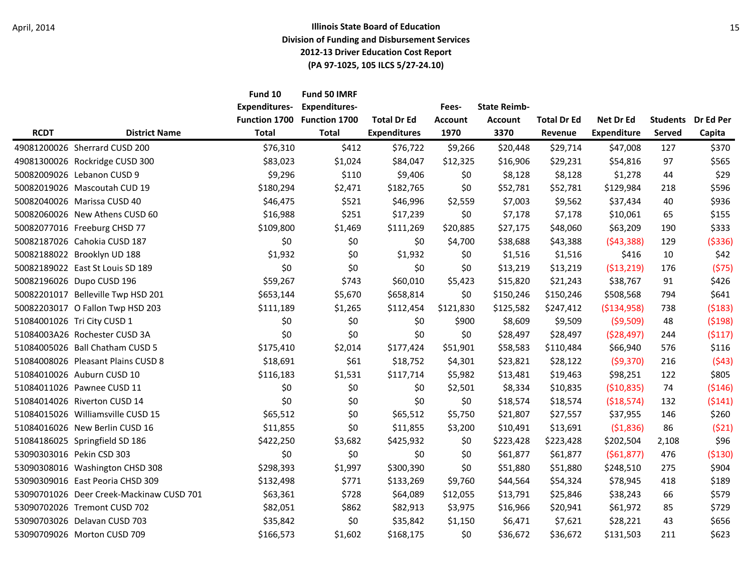**Illinois State Board of Education**
**Division of Funding and Disbursement Services**
**2012-13 Driver Education Cost Report**
**(PA 97-1025, 105 ILCS 5/27-24.10)**

| RCDT | District Name | Fund 10 Expenditures- Function 1700 Total | Fund 50 IMRF Expenditures- Function 1700 Total | Total Dr Ed Expenditures | Fees- Account 1970 | State Reimb- Account 3370 | Total Dr Ed Revenue | Net Dr Ed Expenditure | Students Served | Dr Ed Per Capita |
|---|---|---|---|---|---|---|---|---|---|---|
| 49081200026 | Sherrard CUSD 200 | $76,310 | $412 | $76,722 | $9,266 | $20,448 | $29,714 | $47,008 | 127 | $370 |
| 49081300026 | Rockridge CUSD 300 | $83,023 | $1,024 | $84,047 | $12,325 | $16,906 | $29,231 | $54,816 | 97 | $565 |
| 50082009026 | Lebanon CUSD 9 | $9,296 | $110 | $9,406 | $0 | $8,128 | $8,128 | $1,278 | 44 | $29 |
| 50082019026 | Mascoutah CUD 19 | $180,294 | $2,471 | $182,765 | $0 | $52,781 | $52,781 | $129,984 | 218 | $596 |
| 50082040026 | Marissa CUSD 40 | $46,475 | $521 | $46,996 | $2,559 | $7,003 | $9,562 | $37,434 | 40 | $936 |
| 50082060026 | New Athens CUSD 60 | $16,988 | $251 | $17,239 | $0 | $7,178 | $7,178 | $10,061 | 65 | $155 |
| 50082077016 | Freeburg CHSD 77 | $109,800 | $1,469 | $111,269 | $20,885 | $27,175 | $48,060 | $63,209 | 190 | $333 |
| 50082187026 | Cahokia CUSD 187 | $0 | $0 | $0 | $4,700 | $38,688 | $43,388 | ($43,388) | 129 | ($336) |
| 50082188022 | Brooklyn UD 188 | $1,932 | $0 | $1,932 | $0 | $1,516 | $1,516 | $416 | 10 | $42 |
| 50082189022 | East St Louis SD 189 | $0 | $0 | $0 | $0 | $13,219 | $13,219 | ($13,219) | 176 | ($75) |
| 50082196026 | Dupo CUSD 196 | $59,267 | $743 | $60,010 | $5,423 | $15,820 | $21,243 | $38,767 | 91 | $426 |
| 50082201017 | Belleville Twp HSD 201 | $653,144 | $5,670 | $658,814 | $0 | $150,246 | $150,246 | $508,568 | 794 | $641 |
| 50082203017 | O Fallon Twp HSD 203 | $111,189 | $1,265 | $112,454 | $121,830 | $125,582 | $247,412 | ($134,958) | 738 | ($183) |
| 51084001026 | Tri City CUSD 1 | $0 | $0 | $0 | $900 | $8,609 | $9,509 | ($9,509) | 48 | ($198) |
| 51084003A26 | Rochester CUSD 3A | $0 | $0 | $0 | $0 | $28,497 | $28,497 | ($28,497) | 244 | ($117) |
| 51084005026 | Ball Chatham CUSD 5 | $175,410 | $2,014 | $177,424 | $51,901 | $58,583 | $110,484 | $66,940 | 576 | $116 |
| 51084008026 | Pleasant Plains CUSD 8 | $18,691 | $61 | $18,752 | $4,301 | $23,821 | $28,122 | ($9,370) | 216 | ($43) |
| 51084010026 | Auburn CUSD 10 | $116,183 | $1,531 | $117,714 | $5,982 | $13,481 | $19,463 | $98,251 | 122 | $805 |
| 51084011026 | Pawnee CUSD 11 | $0 | $0 | $0 | $2,501 | $8,334 | $10,835 | ($10,835) | 74 | ($146) |
| 51084014026 | Riverton CUSD 14 | $0 | $0 | $0 | $0 | $18,574 | $18,574 | ($18,574) | 132 | ($141) |
| 51084015026 | Williamsville CUSD 15 | $65,512 | $0 | $65,512 | $5,750 | $21,807 | $27,557 | $37,955 | 146 | $260 |
| 51084016026 | New Berlin CUSD 16 | $11,855 | $0 | $11,855 | $3,200 | $10,491 | $13,691 | ($1,836) | 86 | ($21) |
| 51084186025 | Springfield SD 186 | $422,250 | $3,682 | $425,932 | $0 | $223,428 | $223,428 | $202,504 | 2,108 | $96 |
| 53090303016 | Pekin CSD 303 | $0 | $0 | $0 | $0 | $61,877 | $61,877 | ($61,877) | 476 | ($130) |
| 53090308016 | Washington CHSD 308 | $298,393 | $1,997 | $300,390 | $0 | $51,880 | $51,880 | $248,510 | 275 | $904 |
| 53090309016 | East Peoria CHSD 309 | $132,498 | $771 | $133,269 | $9,760 | $44,564 | $54,324 | $78,945 | 418 | $189 |
| 53090701026 | Deer Creek-Mackinaw CUSD 701 | $63,361 | $728 | $64,089 | $12,055 | $13,791 | $25,846 | $38,243 | 66 | $579 |
| 53090702026 | Tremont CUSD 702 | $82,051 | $862 | $82,913 | $3,975 | $16,966 | $20,941 | $61,972 | 85 | $729 |
| 53090703026 | Delavan CUSD 703 | $35,842 | $0 | $35,842 | $1,150 | $6,471 | $7,621 | $28,221 | 43 | $656 |
| 53090709026 | Morton CUSD 709 | $166,573 | $1,602 | $168,175 | $0 | $36,672 | $36,672 | $131,503 | 211 | $623 |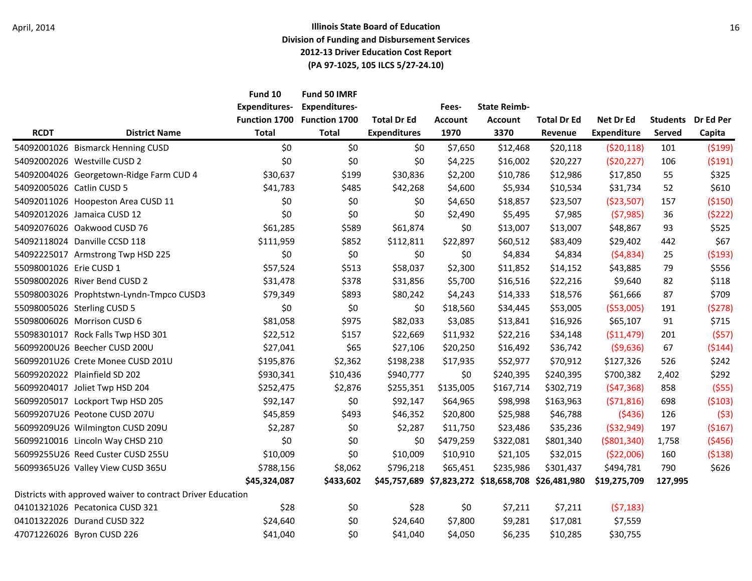**Illinois State Board of Education**
**Division of Funding and Disbursement Services**
**2012-13 Driver Education Cost Report**
**(PA 97-1025, 105 ILCS 5/27-24.10)**

| RCDT | District Name | Fund 10 Expenditures-Function 1700 Total | Fund 50 IMRF Expenditures-Function 1700 Total | Total Dr Ed Expenditures | Fees-Account 1970 | State Reimb-Account 3370 | Total Dr Ed Revenue | Net Dr Ed Expenditure | Students Served | Dr Ed Per Capita |
|---|---|---|---|---|---|---|---|---|---|---|
| 54092001026 | Bismarck Henning CUSD | $0 | $0 | $0 | $7,650 | $12,468 | $20,118 | ($20,118) | 101 | ($199) |
| 54092002026 | Westville CUSD 2 | $0 | $0 | $0 | $4,225 | $16,002 | $20,227 | ($20,227) | 106 | ($191) |
| 54092004026 | Georgetown-Ridge Farm CUD 4 | $30,637 | $199 | $30,836 | $2,200 | $10,786 | $12,986 | $17,850 | 55 | $325 |
| 54092005026 | Catlin CUSD 5 | $41,783 | $485 | $42,268 | $4,600 | $5,934 | $10,534 | $31,734 | 52 | $610 |
| 54092011026 | Hoopeston Area CUSD 11 | $0 | $0 | $0 | $4,650 | $18,857 | $23,507 | ($23,507) | 157 | ($150) |
| 54092012026 | Jamaica CUSD 12 | $0 | $0 | $0 | $2,490 | $5,495 | $7,985 | ($7,985) | 36 | ($222) |
| 54092076026 | Oakwood CUSD 76 | $61,285 | $589 | $61,874 | $0 | $13,007 | $13,007 | $48,867 | 93 | $525 |
| 54092118024 | Danville CCSD 118 | $111,959 | $852 | $112,811 | $22,897 | $60,512 | $83,409 | $29,402 | 442 | $67 |
| 54092225017 | Armstrong Twp HSD 225 | $0 | $0 | $0 | $0 | $4,834 | $4,834 | ($4,834) | 25 | ($193) |
| 55098001026 | Erie CUSD 1 | $57,524 | $513 | $58,037 | $2,300 | $11,852 | $14,152 | $43,885 | 79 | $556 |
| 55098002026 | River Bend CUSD 2 | $31,478 | $378 | $31,856 | $5,700 | $16,516 | $22,216 | $9,640 | 82 | $118 |
| 55098003026 | Prophtstwn-Lyndn-Tmpco CUSD3 | $79,349 | $893 | $80,242 | $4,243 | $14,333 | $18,576 | $61,666 | 87 | $709 |
| 55098005026 | Sterling CUSD 5 | $0 | $0 | $0 | $18,560 | $34,445 | $53,005 | ($53,005) | 191 | ($278) |
| 55098006026 | Morrison CUSD 6 | $81,058 | $975 | $82,033 | $3,085 | $13,841 | $16,926 | $65,107 | 91 | $715 |
| 55098301017 | Rock Falls Twp HSD 301 | $22,512 | $157 | $22,669 | $11,932 | $22,216 | $34,148 | ($11,479) | 201 | ($57) |
| 56099200U26 | Beecher CUSD 200U | $27,041 | $65 | $27,106 | $20,250 | $16,492 | $36,742 | ($9,636) | 67 | ($144) |
| 56099201U26 | Crete Monee CUSD 201U | $195,876 | $2,362 | $198,238 | $17,935 | $52,977 | $70,912 | $127,326 | 526 | $242 |
| 56099202022 | Plainfield SD 202 | $930,341 | $10,436 | $940,777 | $0 | $240,395 | $240,395 | $700,382 | 2,402 | $292 |
| 56099204017 | Joliet Twp HSD 204 | $252,475 | $2,876 | $255,351 | $135,005 | $167,714 | $302,719 | ($47,368) | 858 | ($55) |
| 56099205017 | Lockport Twp HSD 205 | $92,147 | $0 | $92,147 | $64,965 | $98,998 | $163,963 | ($71,816) | 698 | ($103) |
| 56099207U26 | Peotone CUSD 207U | $45,859 | $493 | $46,352 | $20,800 | $25,988 | $46,788 | ($436) | 126 | ($3) |
| 56099209U26 | Wilmington CUSD 209U | $2,287 | $0 | $2,287 | $11,750 | $23,486 | $35,236 | ($32,949) | 197 | ($167) |
| 56099210016 | Lincoln Way CHSD 210 | $0 | $0 | $0 | $479,259 | $322,081 | $801,340 | ($801,340) | 1,758 | ($456) |
| 56099255U26 | Reed Custer CUSD 255U | $10,009 | $0 | $10,009 | $10,910 | $21,105 | $32,015 | ($22,006) | 160 | ($138) |
| 56099365U26 | Valley View CUSD 365U | $788,156 | $8,062 | $796,218 | $65,451 | $235,986 | $301,437 | $494,781 | 790 | $626 |
| | | **$45,324,087** | **$433,602** | **$45,757,689** | **$7,823,272** | **$18,658,708** | **$26,481,980** | **$19,275,709** | **127,995** | |
| Districts with approved waiver to contract Driver Education | | | | | | | | | | |
| 04101321026 | Pecatonica CUSD 321 | $28 | $0 | $28 | $0 | $7,211 | $7,211 | ($7,183) | | |
| 04101322026 | Durand CUSD 322 | $24,640 | $0 | $24,640 | $7,800 | $9,281 | $17,081 | $7,559 | | |
| 47071226026 | Byron CUSD 226 | $41,040 | $0 | $41,040 | $4,050 | $6,235 | $10,285 | $30,755 | | |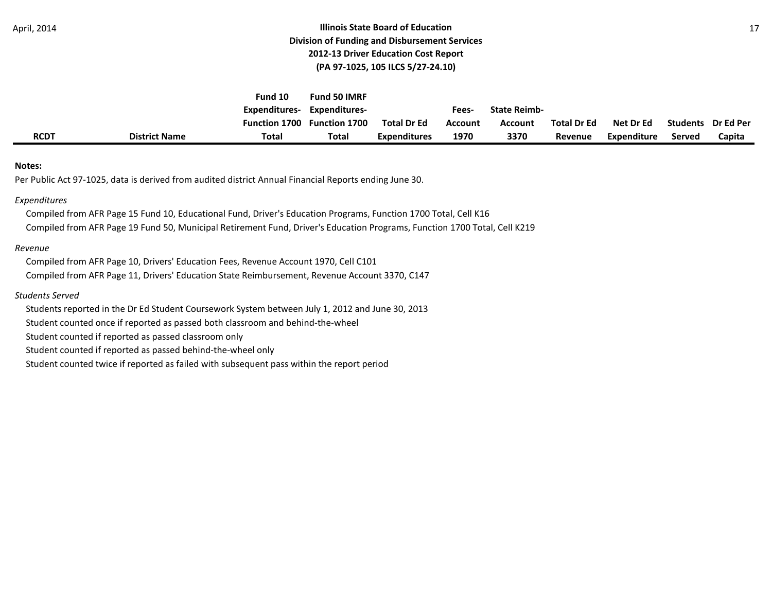**Illinois State Board of Education**
**Division of Funding and Disbursement Services**
**2012-13 Driver Education Cost Report**
**(PA 97-1025, 105 ILCS 5/27-24.10)**

| RCDT | District Name | Fund 10 Expenditures- Function 1700 Total | Fund 50 IMRF Expenditures- Function 1700 Total | Total Dr Ed Expenditures | Fees- Account 1970 | State Reimb- Account 3370 | Total Dr Ed Revenue | Net Dr Ed Expenditure | Students Served | Dr Ed Per Capita |
|---|---|---|---|---|---|---|---|---|---|---|

**Notes:**

Per Public Act 97-1025, data is derived from audited district Annual Financial Reports ending June 30.

*Expenditures*

Compiled from AFR Page 15 Fund 10, Educational Fund, Driver's Education Programs, Function 1700 Total, Cell K16

Compiled from AFR Page 19 Fund 50, Municipal Retirement Fund, Driver's Education Programs, Function 1700 Total, Cell K219

*Revenue*

Compiled from AFR Page 10, Drivers' Education Fees, Revenue Account 1970, Cell C101

Compiled from AFR Page 11, Drivers' Education State Reimbursement, Revenue Account 3370, C147

*Students Served*

Students reported in the Dr Ed Student Coursework System between July 1, 2012 and June 30, 2013

Student counted once if reported as passed both classroom and behind-the-wheel

Student counted if reported as passed classroom only

Student counted if reported as passed behind-the-wheel only

Student counted twice if reported as failed with subsequent pass within the report period